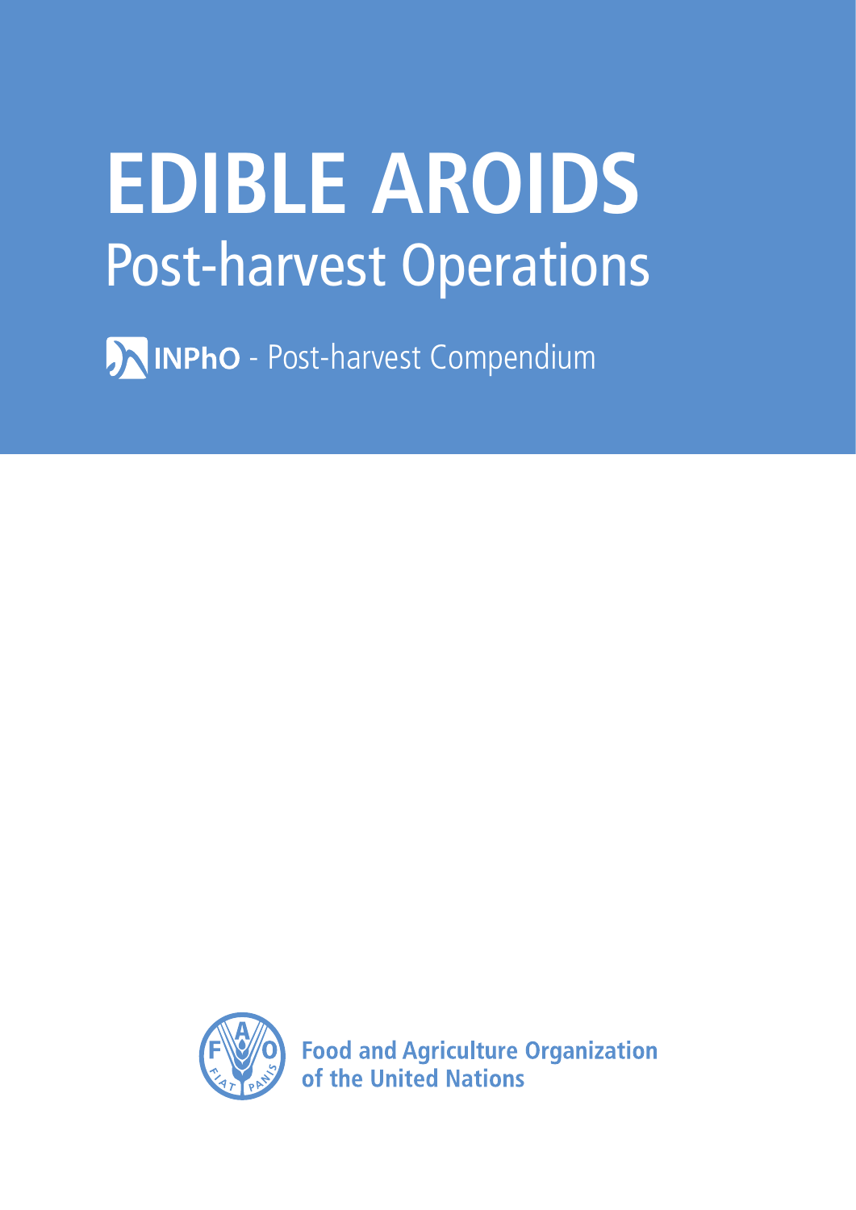# EDIBLE AROIDS

## Post-harvest Operations

**INPhO** - Post-harvest Compendium

Food and Agriculture Organization of the United Nations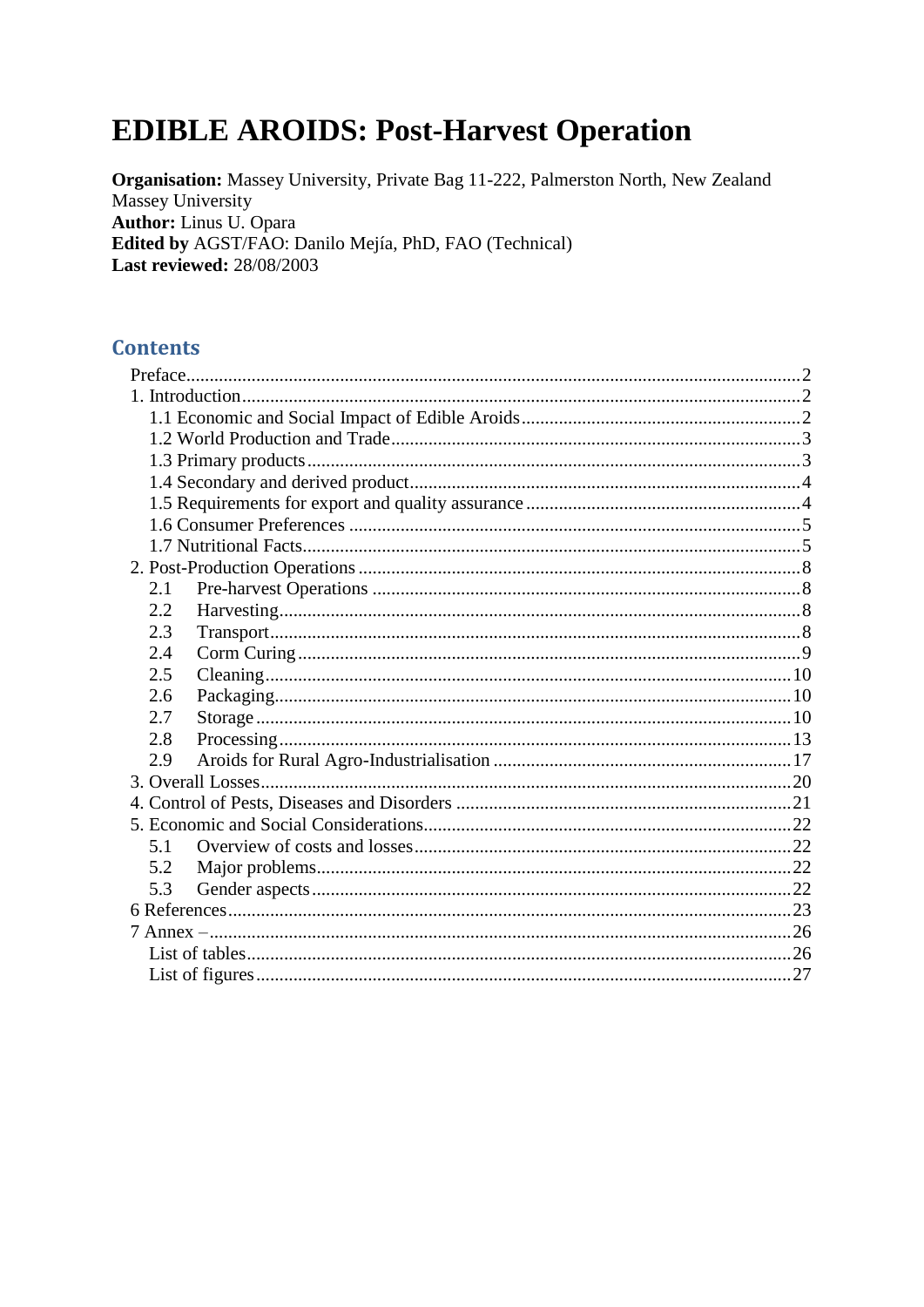# EDIBLE AROIDS: Post-Harvest Operation

**Organisation:** Massey University, Private Bag 11-222, Palmerston North, New Zealand
Massey University
**Author:** Linus U. Opara
**Edited by** AGST/FAO: Danilo Mejía, PhD, FAO (Technical)
**Last reviewed:** 28/08/2003

## Contents

- Preface....2
- 1. Introduction....2
  - 1.1 Economic and Social Impact of Edible Aroids....2
  - 1.2 World Production and Trade....3
  - 1.3 Primary products....3
  - 1.4 Secondary and derived product....4
  - 1.5 Requirements for export and quality assurance....4
  - 1.6 Consumer Preferences....5
  - 1.7 Nutritional Facts....5
- 2. Post-Production Operations....8
  - 2.1 Pre-harvest Operations....8
  - 2.2 Harvesting....8
  - 2.3 Transport....8
  - 2.4 Corm Curing....9
  - 2.5 Cleaning....10
  - 2.6 Packaging....10
  - 2.7 Storage....10
  - 2.8 Processing....13
  - 2.9 Aroids for Rural Agro-Industrialisation....17
- 3. Overall Losses....20
- 4. Control of Pests, Diseases and Disorders....21
- 5. Economic and Social Considerations....22
  - 5.1 Overview of costs and losses....22
  - 5.2 Major problems....22
  - 5.3 Gender aspects....22
- 6 References....23
- 7 Annex –....26
  - List of tables....26
  - List of figures....27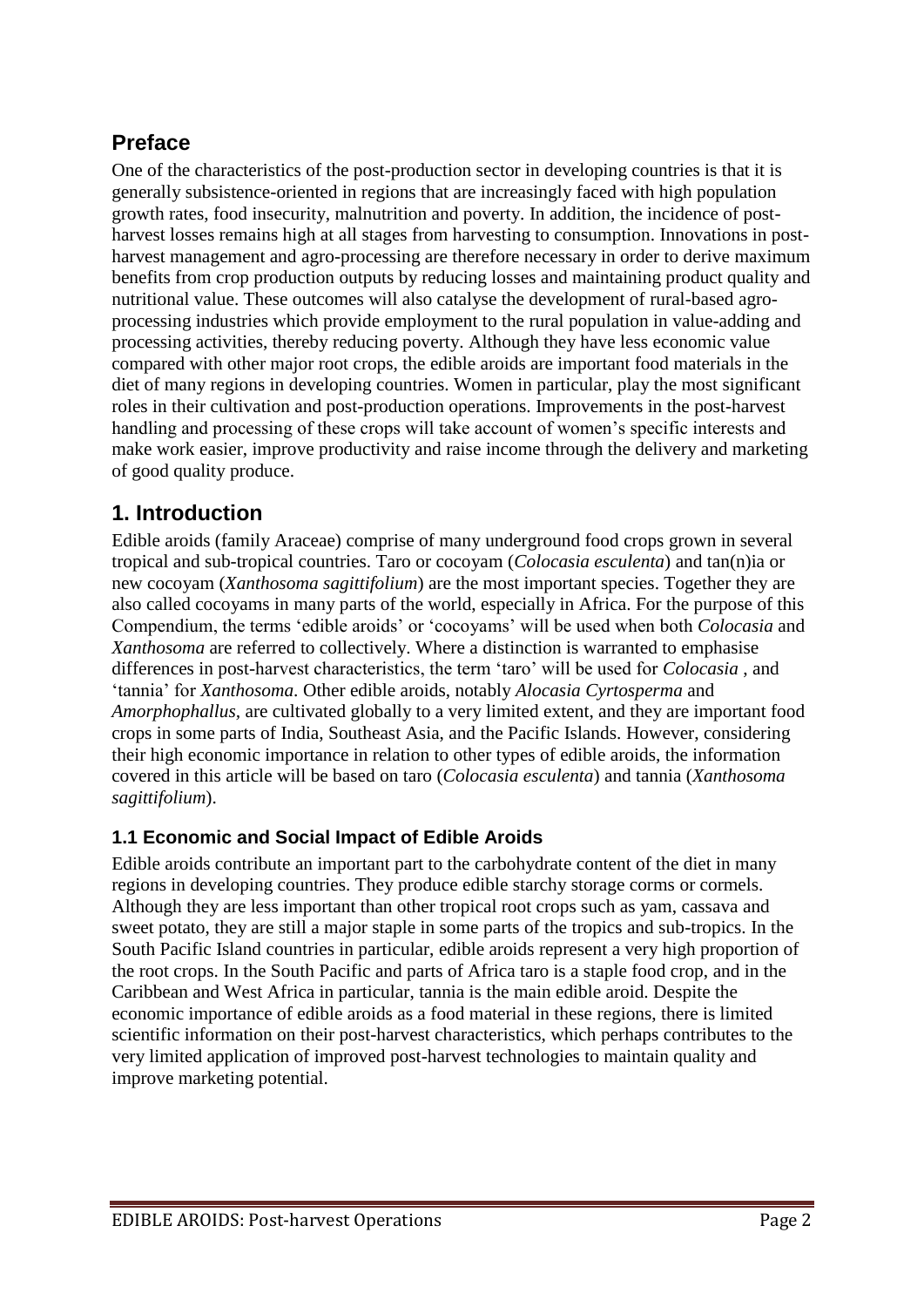## Preface

One of the characteristics of the post-production sector in developing countries is that it is generally subsistence-oriented in regions that are increasingly faced with high population growth rates, food insecurity, malnutrition and poverty. In addition, the incidence of post-harvest losses remains high at all stages from harvesting to consumption. Innovations in post-harvest management and agro-processing are therefore necessary in order to derive maximum benefits from crop production outputs by reducing losses and maintaining product quality and nutritional value. These outcomes will also catalyse the development of rural-based agro-processing industries which provide employment to the rural population in value-adding and processing activities, thereby reducing poverty. Although they have less economic value compared with other major root crops, the edible aroids are important food materials in the diet of many regions in developing countries. Women in particular, play the most significant roles in their cultivation and post-production operations. Improvements in the post-harvest handling and processing of these crops will take account of women's specific interests and make work easier, improve productivity and raise income through the delivery and marketing of good quality produce.

## 1. Introduction

Edible aroids (family Araceae) comprise of many underground food crops grown in several tropical and sub-tropical countries. Taro or cocoyam (*Colocasia esculenta*) and tan(n)ia or new cocoyam (*Xanthosoma sagittifolium*) are the most important species. Together they are also called cocoyams in many parts of the world, especially in Africa. For the purpose of this Compendium, the terms 'edible aroids' or 'cocoyams' will be used when both *Colocasia* and *Xanthosoma* are referred to collectively. Where a distinction is warranted to emphasise differences in post-harvest characteristics, the term 'taro' will be used for *Colocasia* , and 'tannia' for *Xanthosoma.* Other edible aroids, notably *Alocasia Cyrtosperma* and *Amorphophallus,* are cultivated globally to a very limited extent, and they are important food crops in some parts of India, Southeast Asia, and the Pacific Islands. However, considering their high economic importance in relation to other types of edible aroids, the information covered in this article will be based on taro (*Colocasia esculenta*) and tannia (*Xanthosoma sagittifolium*).

### 1.1 Economic and Social Impact of Edible Aroids

Edible aroids contribute an important part to the carbohydrate content of the diet in many regions in developing countries. They produce edible starchy storage corms or cormels. Although they are less important than other tropical root crops such as yam, cassava and sweet potato, they are still a major staple in some parts of the tropics and sub-tropics. In the South Pacific Island countries in particular, edible aroids represent a very high proportion of the root crops. In the South Pacific and parts of Africa taro is a staple food crop, and in the Caribbean and West Africa in particular, tannia is the main edible aroid. Despite the economic importance of edible aroids as a food material in these regions, there is limited scientific information on their post-harvest characteristics, which perhaps contributes to the very limited application of improved post-harvest technologies to maintain quality and improve marketing potential.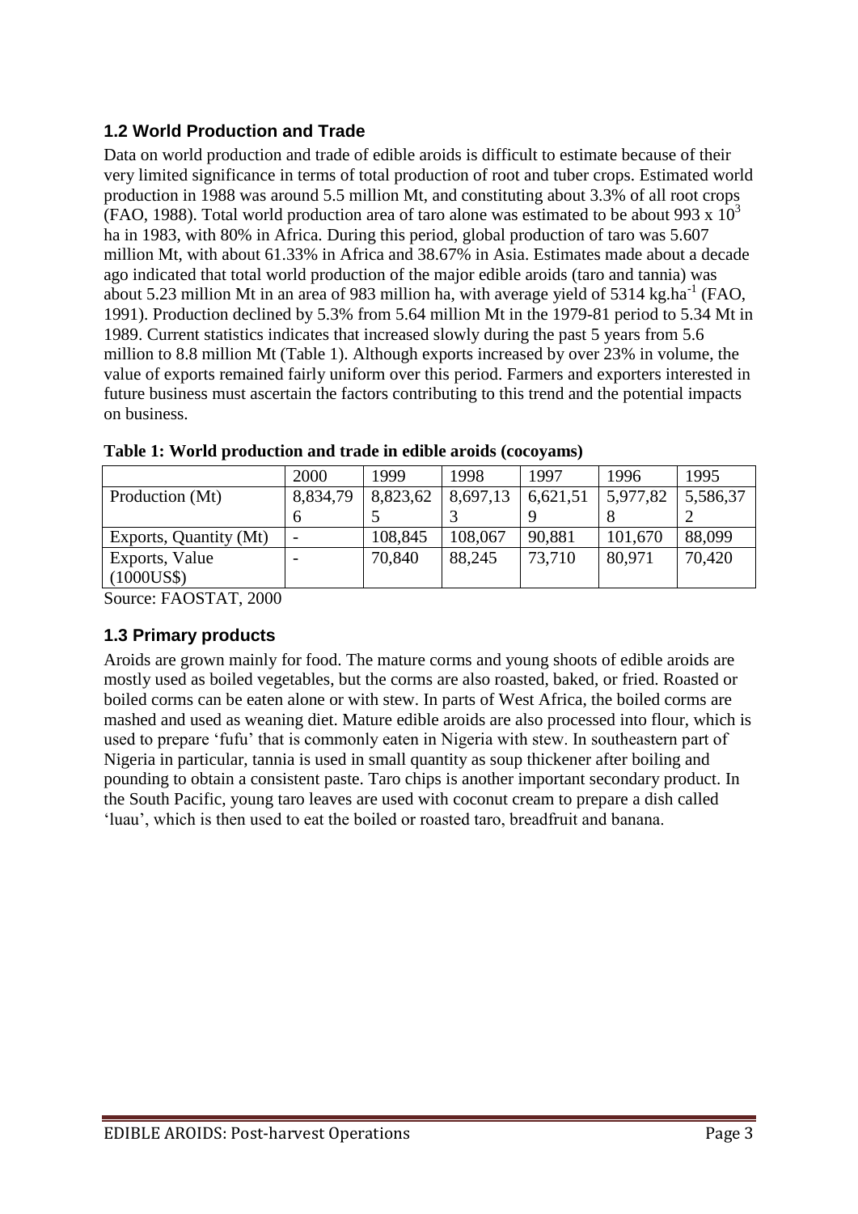## 1.2 World Production and Trade

Data on world production and trade of edible aroids is difficult to estimate because of their very limited significance in terms of total production of root and tuber crops. Estimated world production in 1988 was around 5.5 million Mt, and constituting about 3.3% of all root crops (FAO, 1988). Total world production area of taro alone was estimated to be about 993 x $10^3$ ha in 1983, with 80% in Africa. During this period, global production of taro was 5.607 million Mt, with about 61.33% in Africa and 38.67% in Asia. Estimates made about a decade ago indicated that total world production of the major edible aroids (taro and tannia) was about 5.23 million Mt in an area of 983 million ha, with average yield of 5314 $kg.ha^{-1}$ (FAO, 1991). Production declined by 5.3% from 5.64 million Mt in the 1979-81 period to 5.34 Mt in 1989. Current statistics indicates that increased slowly during the past 5 years from 5.6 million to 8.8 million Mt (Table 1). Although exports increased by over 23% in volume, the value of exports remained fairly uniform over this period. Farmers and exporters interested in future business must ascertain the factors contributing to this trend and the potential impacts on business.

**Table 1: World production and trade in edible aroids (cocoyams)**

| | 2000 | 1999 | 1998 | 1997 | 1996 | 1995 |
|---|---|---|---|---|---|---|
| Production (Mt) | 8,834,796 | 8,823,625 | 8,697,133 | 6,621,519 | 5,977,828 | 5,586,372 |
| Exports, Quantity (Mt) | - | 108,845 | 108,067 | 90,881 | 101,670 | 88,099 |
| Exports, Value (1000US$) | - | 70,840 | 88,245 | 73,710 | 80,971 | 70,420 |

Source: FAOSTAT, 2000

## 1.3 Primary products

Aroids are grown mainly for food. The mature corms and young shoots of edible aroids are mostly used as boiled vegetables, but the corms are also roasted, baked, or fried. Roasted or boiled corms can be eaten alone or with stew. In parts of West Africa, the boiled corms are mashed and used as weaning diet. Mature edible aroids are also processed into flour, which is used to prepare 'fufu' that is commonly eaten in Nigeria with stew. In southeastern part of Nigeria in particular, tannia is used in small quantity as soup thickener after boiling and pounding to obtain a consistent paste. Taro chips is another important secondary product. In the South Pacific, young taro leaves are used with coconut cream to prepare a dish called 'luau', which is then used to eat the boiled or roasted taro, breadfruit and banana.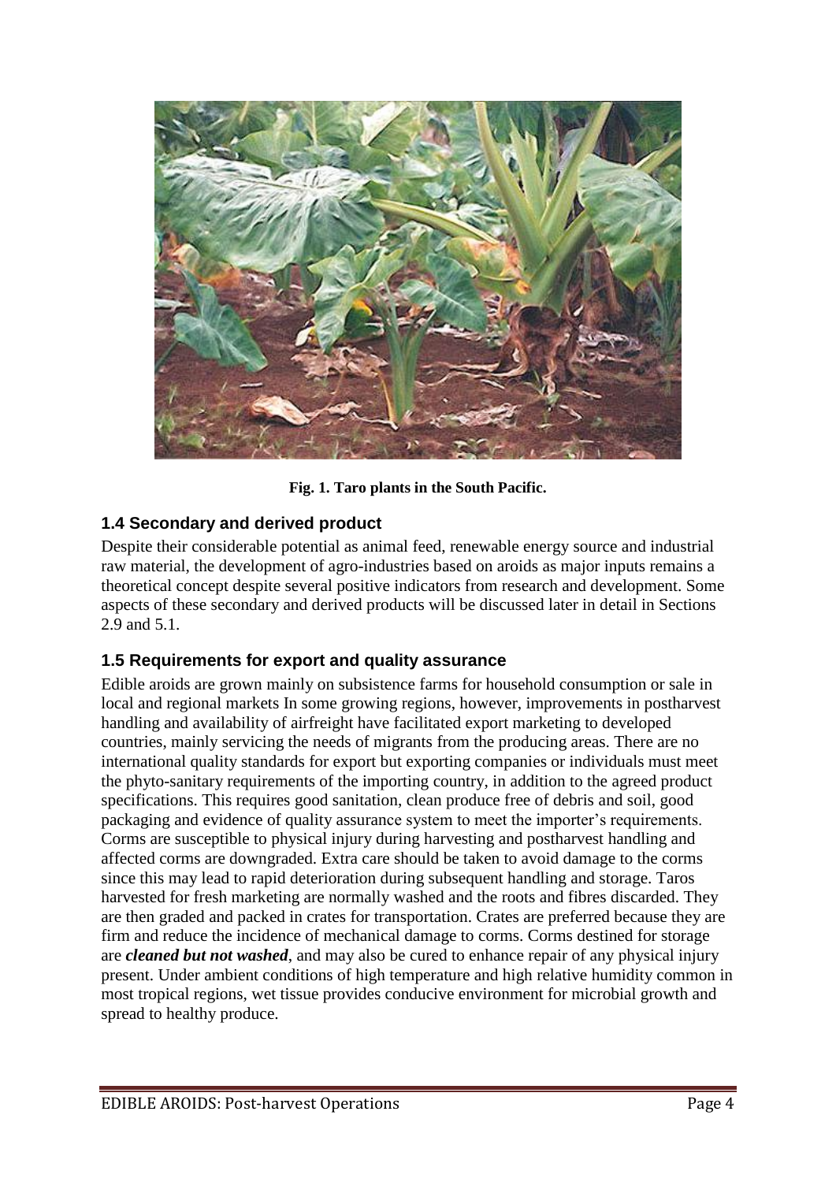**Fig. 1. Taro plants in the South Pacific.**

## 1.4 Secondary and derived product

Despite their considerable potential as animal feed, renewable energy source and industrial raw material, the development of agro-industries based on aroids as major inputs remains a theoretical concept despite several positive indicators from research and development. Some aspects of these secondary and derived products will be discussed later in detail in Sections 2.9 and 5.1.

## 1.5 Requirements for export and quality assurance

Edible aroids are grown mainly on subsistence farms for household consumption or sale in local and regional markets In some growing regions, however, improvements in postharvest handling and availability of airfreight have facilitated export marketing to developed countries, mainly servicing the needs of migrants from the producing areas. There are no international quality standards for export but exporting companies or individuals must meet the phyto-sanitary requirements of the importing country, in addition to the agreed product specifications. This requires good sanitation, clean produce free of debris and soil, good packaging and evidence of quality assurance system to meet the importer's requirements. Corms are susceptible to physical injury during harvesting and postharvest handling and affected corms are downgraded. Extra care should be taken to avoid damage to the corms since this may lead to rapid deterioration during subsequent handling and storage. Taros harvested for fresh marketing are normally washed and the roots and fibres discarded. They are then graded and packed in crates for transportation. Crates are preferred because they are firm and reduce the incidence of mechanical damage to corms. Corms destined for storage are ***cleaned but not washed***, and may also be cured to enhance repair of any physical injury present. Under ambient conditions of high temperature and high relative humidity common in most tropical regions, wet tissue provides conducive environment for microbial growth and spread to healthy produce.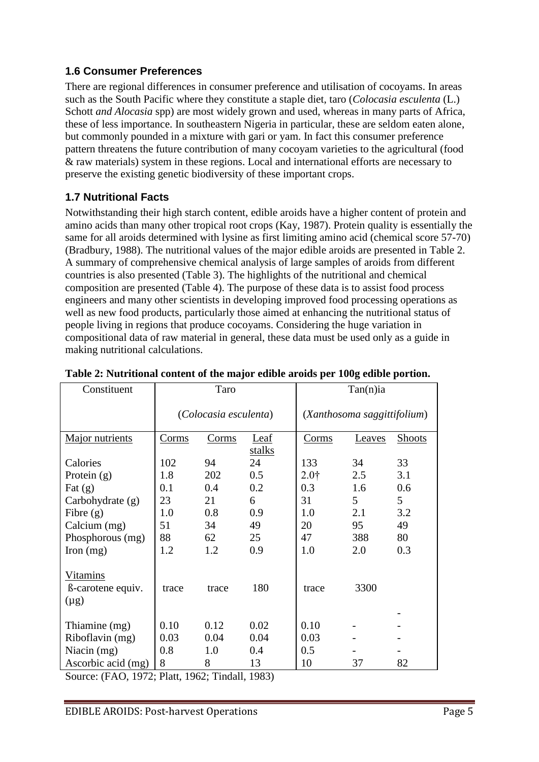### 1.6 Consumer Preferences

There are regional differences in consumer preference and utilisation of cocoyams. In areas such as the South Pacific where they constitute a staple diet, taro (*Colocasia esculenta* (L.) Schott *and Alocasia* spp) are most widely grown and used, whereas in many parts of Africa, these of less importance. In southeastern Nigeria in particular, these are seldom eaten alone, but commonly pounded in a mixture with gari or yam. In fact this consumer preference pattern threatens the future contribution of many cocoyam varieties to the agricultural (food & raw materials) system in these regions. Local and international efforts are necessary to preserve the existing genetic biodiversity of these important crops.

### 1.7 Nutritional Facts

Notwithstanding their high starch content, edible aroids have a higher content of protein and amino acids than many other tropical root crops (Kay, 1987). Protein quality is essentially the same for all aroids determined with lysine as first limiting amino acid (chemical score 57-70) (Bradbury, 1988). The nutritional values of the major edible aroids are presented in Table 2. A summary of comprehensive chemical analysis of large samples of aroids from different countries is also presented (Table 3). The highlights of the nutritional and chemical composition are presented (Table 4). The purpose of these data is to assist food process engineers and many other scientists in developing improved food processing operations as well as new food products, particularly those aimed at enhancing the nutritional status of people living in regions that produce cocoyams. Considering the huge variation in compositional data of raw material in general, these data must be used only as a guide in making nutritional calculations.

**Table 2: Nutritional content of the major edible aroids per 100g edible portion.**

| Constituent | Taro (*Colocasia esculenta*) | | | Tan(n)ia (*Xanthosoma saggittifolium*) | | |
|---|---|---|---|---|---|---|
| Major nutrients | Corms | Corms | Leaf stalks | Corms | Leaves | Shoots |
| Calories | 102 | 94 | 24 | 133 | 34 | 33 |
| Protein (g) | 1.8 | 202 | 0.5 | 2.0† | 2.5 | 3.1 |
| Fat (g) | 0.1 | 0.4 | 0.2 | 0.3 | 1.6 | 0.6 |
| Carbohydrate (g) | 23 | 21 | 6 | 31 | 5 | 5 |
| Fibre (g) | 1.0 | 0.8 | 0.9 | 1.0 | 2.1 | 3.2 |
| Calcium (mg) | 51 | 34 | 49 | 20 | 95 | 49 |
| Phosphorous (mg) | 88 | 62 | 25 | 47 | 388 | 80 |
| Iron (mg) | 1.2 | 1.2 | 0.9 | 1.0 | 2.0 | 0.3 |
| Vitamins | | | | | | |
| ß-carotene equiv. (µg) | trace | trace | 180 | trace | 3300 | - |
| Thiamine (mg) | 0.10 | 0.12 | 0.02 | 0.10 | - | - |
| Riboflavin (mg) | 0.03 | 0.04 | 0.04 | 0.03 | - | - |
| Niacin (mg) | 0.8 | 1.0 | 0.4 | 0.5 | - | - |
| Ascorbic acid (mg) | 8 | 8 | 13 | 10 | 37 | 82 |

Source: (FAO, 1972; Platt, 1962; Tindall, 1983)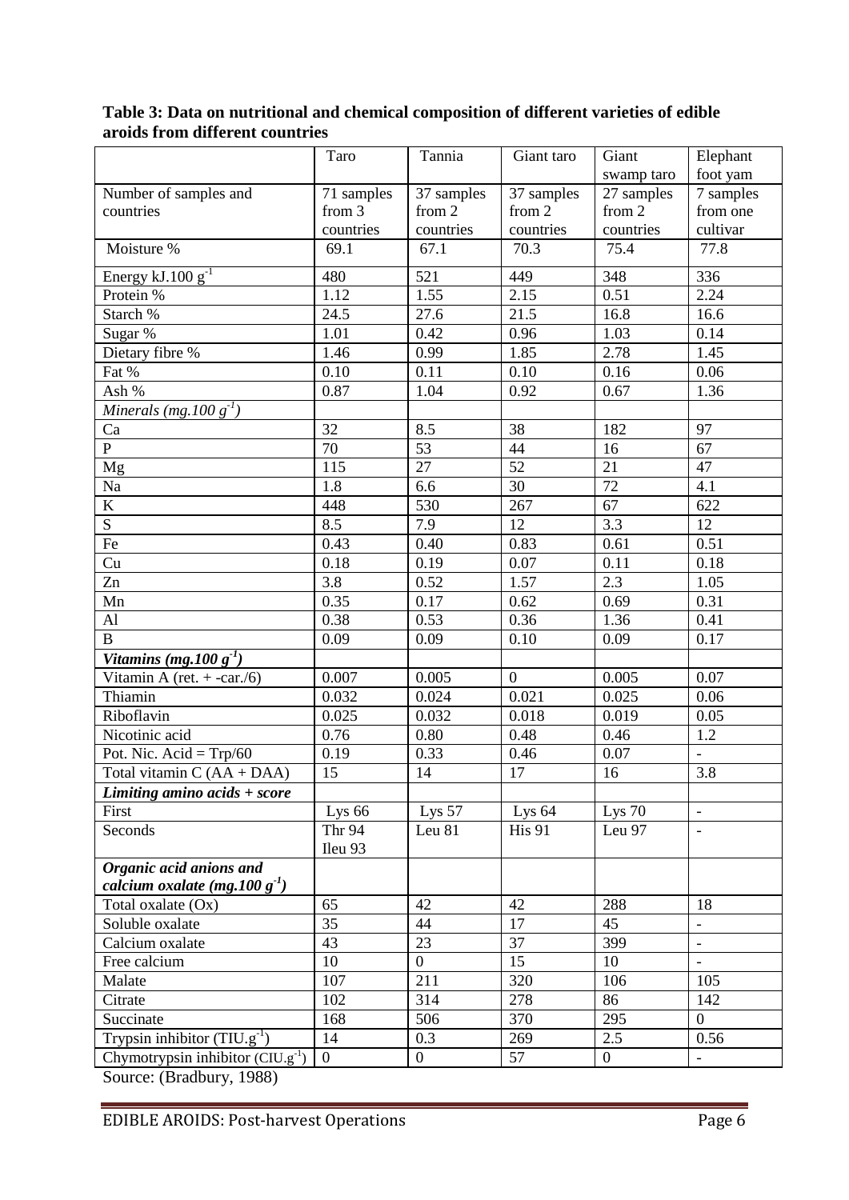**Table 3: Data on nutritional and chemical composition of different varieties of edible aroids from different countries**

| | Taro | Tannia | Giant taro | Giant swamp taro | Elephant foot yam |
|---|---|---|---|---|---|
| Number of samples and countries | 71 samples from 3 countries | 37 samples from 2 countries | 37 samples from 2 countries | 27 samples from 2 countries | 7 samples from one cultivar |
| Moisture % | 69.1 | 67.1 | 70.3 | 75.4 | 77.8 |
| Energy kJ.100 $g^{-1}$ | 480 | 521 | 449 | 348 | 336 |
| Protein % | 1.12 | 1.55 | 2.15 | 0.51 | 2.24 |
| Starch % | 24.5 | 27.6 | 21.5 | 16.8 | 16.6 |
| Sugar % | 1.01 | 0.42 | 0.96 | 1.03 | 0.14 |
| Dietary fibre % | 1.46 | 0.99 | 1.85 | 2.78 | 1.45 |
| Fat % | 0.10 | 0.11 | 0.10 | 0.16 | 0.06 |
| Ash % | 0.87 | 1.04 | 0.92 | 0.67 | 1.36 |
| *Minerals (mg.100 $g^{-1}$)* | | | | | |
| Ca | 32 | 8.5 | 38 | 182 | 97 |
| P | 70 | 53 | 44 | 16 | 67 |
| Mg | 115 | 27 | 52 | 21 | 47 |
| Na | 1.8 | 6.6 | 30 | 72 | 4.1 |
| K | 448 | 530 | 267 | 67 | 622 |
| S | 8.5 | 7.9 | 12 | 3.3 | 12 |
| Fe | 0.43 | 0.40 | 0.83 | 0.61 | 0.51 |
| Cu | 0.18 | 0.19 | 0.07 | 0.11 | 0.18 |
| Zn | 3.8 | 0.52 | 1.57 | 2.3 | 1.05 |
| Mn | 0.35 | 0.17 | 0.62 | 0.69 | 0.31 |
| Al | 0.38 | 0.53 | 0.36 | 1.36 | 0.41 |
| B | 0.09 | 0.09 | 0.10 | 0.09 | 0.17 |
| ***Vitamins (mg.100 $g^{-1}$)*** | | | | | |
| Vitamin A (ret. + -car./6) | 0.007 | 0.005 | 0 | 0.005 | 0.07 |
| Thiamin | 0.032 | 0.024 | 0.021 | 0.025 | 0.06 |
| Riboflavin | 0.025 | 0.032 | 0.018 | 0.019 | 0.05 |
| Nicotinic acid | 0.76 | 0.80 | 0.48 | 0.46 | 1.2 |
| Pot. Nic. Acid = Trp/60 | 0.19 | 0.33 | 0.46 | 0.07 | - |
| Total vitamin C (AA + DAA) | 15 | 14 | 17 | 16 | 3.8 |
| ***Limiting amino acids + score*** | | | | | |
| First | Lys 66 | Lys 57 | Lys 64 | Lys 70 | - |
| Seconds | Thr 94 Ileu 93 | Leu 81 | His 91 | Leu 97 | - |
| ***Organic acid anions and calcium oxalate (mg.100 $g^{-1}$)*** | | | | | |
| Total oxalate (Ox) | 65 | 42 | 42 | 288 | 18 |
| Soluble oxalate | 35 | 44 | 17 | 45 | - |
| Calcium oxalate | 43 | 23 | 37 | 399 | - |
| Free calcium | 10 | 0 | 15 | 10 | - |
| Malate | 107 | 211 | 320 | 106 | 105 |
| Citrate | 102 | 314 | 278 | 86 | 142 |
| Succinate | 168 | 506 | 370 | 295 | 0 |
| Trypsin inhibitor (TIU.$g^{-1}$) | 14 | 0.3 | 269 | 2.5 | 0.56 |
| Chymotrypsin inhibitor (CIU.$g^{-1}$) | 0 | 0 | 57 | 0 | - |

Source: (Bradbury, 1988)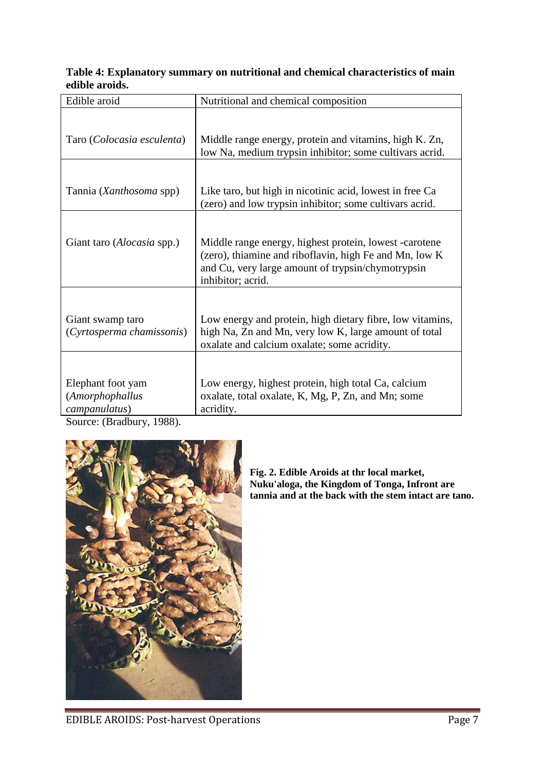**Table 4: Explanatory summary on nutritional and chemical characteristics of main edible aroids.**

| Edible aroid | Nutritional and chemical composition |
|---|---|
| Taro (*Colocasia esculenta*) | Middle range energy, protein and vitamins, high K. Zn, low Na, medium trypsin inhibitor; some cultivars acrid. |
| Tannia (*Xanthosoma* spp) | Like taro, but high in nicotinic acid, lowest in free Ca (zero) and low trypsin inhibitor; some cultivars acrid. |
| Giant taro (*Alocasia* spp.) | Middle range energy, highest protein, lowest -carotene (zero), thiamine and riboflavin, high Fe and Mn, low K and Cu, very large amount of trypsin/chymotrypsin inhibitor; acrid. |
| Giant swamp taro (*Cyrtosperma chamissonis*) | Low energy and protein, high dietary fibre, low vitamins, high Na, Zn and Mn, very low K, large amount of total oxalate and calcium oxalate; some acridity. |
| Elephant foot yam (*Amorphophallus campanulatus*) | Low energy, highest protein, high total Ca, calcium oxalate, total oxalate, K, Mg, P, Zn, and Mn; some acridity. |

Source: (Bradbury, 1988).

**Fig. 2. Edible Aroids at thr local market, Nuku'aloga, the Kingdom of Tonga, Infront are tannia and at the back with the stem intact are tano.**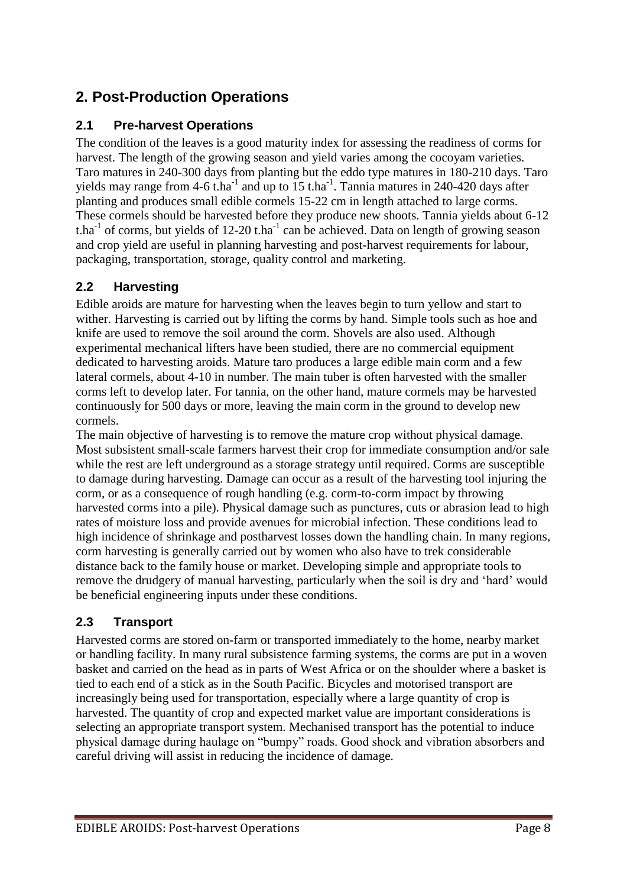# 2. Post-Production Operations

## 2.1 Pre-harvest Operations

The condition of the leaves is a good maturity index for assessing the readiness of corms for harvest. The length of the growing season and yield varies among the cocoyam varieties. Taro matures in 240-300 days from planting but the eddo type matures in 180-210 days. Taro yields may range from 4-6 $t.ha^{-1}$ and up to 15 $t.ha^{-1}$. Tannia matures in 240-420 days after planting and produces small edible cormels 15-22 cm in length attached to large corms. These cormels should be harvested before they produce new shoots. Tannia yields about 6-12 $t.ha^{-1}$ of corms, but yields of 12-20 $t.ha^{-1}$ can be achieved. Data on length of growing season and crop yield are useful in planning harvesting and post-harvest requirements for labour, packaging, transportation, storage, quality control and marketing.

## 2.2 Harvesting

Edible aroids are mature for harvesting when the leaves begin to turn yellow and start to wither. Harvesting is carried out by lifting the corms by hand. Simple tools such as hoe and knife are used to remove the soil around the corm. Shovels are also used. Although experimental mechanical lifters have been studied, there are no commercial equipment dedicated to harvesting aroids. Mature taro produces a large edible main corm and a few lateral cormels, about 4-10 in number. The main tuber is often harvested with the smaller corms left to develop later. For tannia, on the other hand, mature cormels may be harvested continuously for 500 days or more, leaving the main corm in the ground to develop new cormels.

The main objective of harvesting is to remove the mature crop without physical damage. Most subsistent small-scale farmers harvest their crop for immediate consumption and/or sale while the rest are left underground as a storage strategy until required. Corms are susceptible to damage during harvesting. Damage can occur as a result of the harvesting tool injuring the corm, or as a consequence of rough handling (e.g. corm-to-corm impact by throwing harvested corms into a pile). Physical damage such as punctures, cuts or abrasion lead to high rates of moisture loss and provide avenues for microbial infection. These conditions lead to high incidence of shrinkage and postharvest losses down the handling chain. In many regions, corm harvesting is generally carried out by women who also have to trek considerable distance back to the family house or market. Developing simple and appropriate tools to remove the drudgery of manual harvesting, particularly when the soil is dry and 'hard' would be beneficial engineering inputs under these conditions.

## 2.3 Transport

Harvested corms are stored on-farm or transported immediately to the home, nearby market or handling facility. In many rural subsistence farming systems, the corms are put in a woven basket and carried on the head as in parts of West Africa or on the shoulder where a basket is tied to each end of a stick as in the South Pacific. Bicycles and motorised transport are increasingly being used for transportation, especially where a large quantity of crop is harvested. The quantity of crop and expected market value are important considerations is selecting an appropriate transport system. Mechanised transport has the potential to induce physical damage during haulage on "bumpy" roads. Good shock and vibration absorbers and careful driving will assist in reducing the incidence of damage.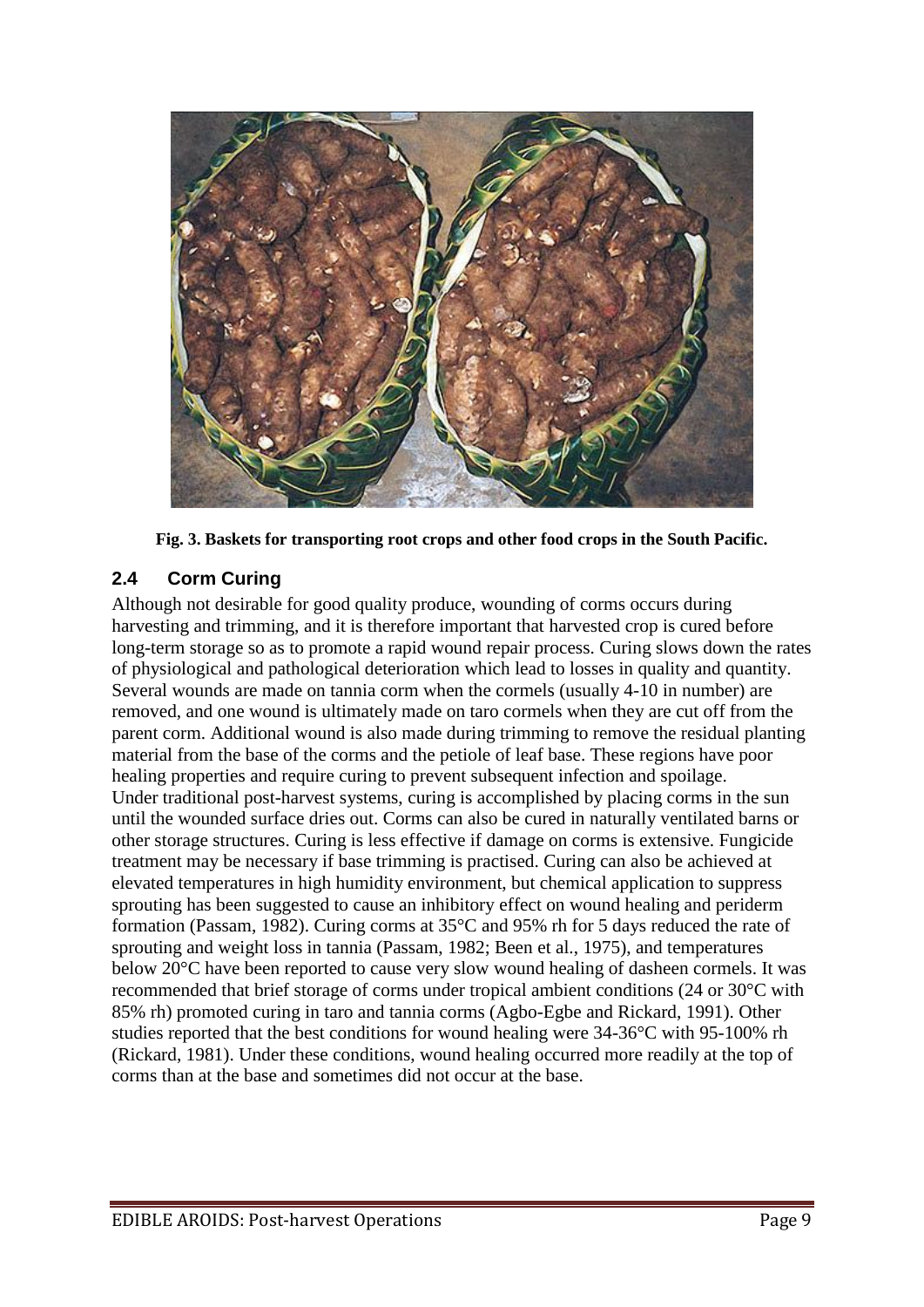**Fig. 3. Baskets for transporting root crops and other food crops in the South Pacific.**

## 2.4 Corm Curing

Although not desirable for good quality produce, wounding of corms occurs during harvesting and trimming, and it is therefore important that harvested crop is cured before long-term storage so as to promote a rapid wound repair process. Curing slows down the rates of physiological and pathological deterioration which lead to losses in quality and quantity. Several wounds are made on tannia corm when the cormels (usually 4-10 in number) are removed, and one wound is ultimately made on taro cormels when they are cut off from the parent corm. Additional wound is also made during trimming to remove the residual planting material from the base of the corms and the petiole of leaf base. These regions have poor healing properties and require curing to prevent subsequent infection and spoilage.

Under traditional post-harvest systems, curing is accomplished by placing corms in the sun until the wounded surface dries out. Corms can also be cured in naturally ventilated barns or other storage structures. Curing is less effective if damage on corms is extensive. Fungicide treatment may be necessary if base trimming is practised. Curing can also be achieved at elevated temperatures in high humidity environment, but chemical application to suppress sprouting has been suggested to cause an inhibitory effect on wound healing and periderm formation (Passam, 1982). Curing corms at 35°C and 95% rh for 5 days reduced the rate of sprouting and weight loss in tannia (Passam, 1982; Been et al., 1975), and temperatures below 20°C have been reported to cause very slow wound healing of dasheen cormels. It was recommended that brief storage of corms under tropical ambient conditions (24 or 30°C with 85% rh) promoted curing in taro and tannia corms (Agbo-Egbe and Rickard, 1991). Other studies reported that the best conditions for wound healing were 34-36°C with 95-100% rh (Rickard, 1981). Under these conditions, wound healing occurred more readily at the top of corms than at the base and sometimes did not occur at the base.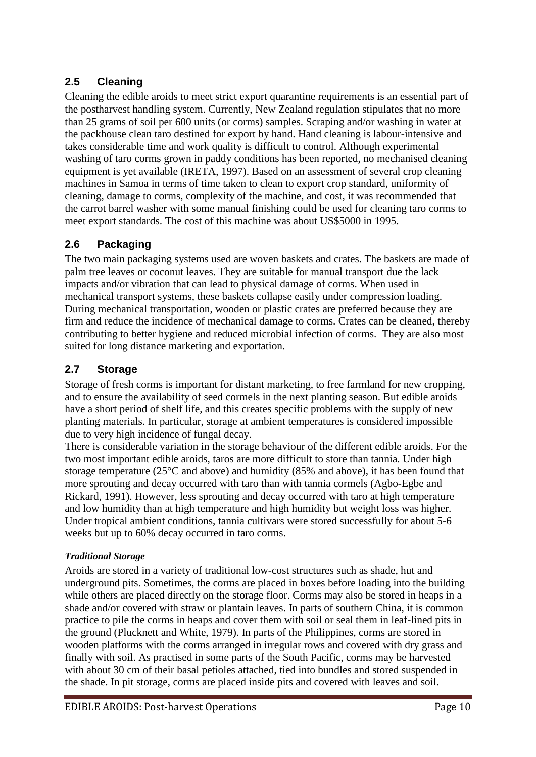## 2.5 Cleaning

Cleaning the edible aroids to meet strict export quarantine requirements is an essential part of the postharvest handling system. Currently, New Zealand regulation stipulates that no more than 25 grams of soil per 600 units (or corms) samples. Scraping and/or washing in water at the packhouse clean taro destined for export by hand. Hand cleaning is labour-intensive and takes considerable time and work quality is difficult to control. Although experimental washing of taro corms grown in paddy conditions has been reported, no mechanised cleaning equipment is yet available (IRETA, 1997). Based on an assessment of several crop cleaning machines in Samoa in terms of time taken to clean to export crop standard, uniformity of cleaning, damage to corms, complexity of the machine, and cost, it was recommended that the carrot barrel washer with some manual finishing could be used for cleaning taro corms to meet export standards. The cost of this machine was about US$5000 in 1995.

## 2.6 Packaging

The two main packaging systems used are woven baskets and crates. The baskets are made of palm tree leaves or coconut leaves. They are suitable for manual transport due the lack impacts and/or vibration that can lead to physical damage of corms. When used in mechanical transport systems, these baskets collapse easily under compression loading. During mechanical transportation, wooden or plastic crates are preferred because they are firm and reduce the incidence of mechanical damage to corms. Crates can be cleaned, thereby contributing to better hygiene and reduced microbial infection of corms. They are also most suited for long distance marketing and exportation.

## 2.7 Storage

Storage of fresh corms is important for distant marketing, to free farmland for new cropping, and to ensure the availability of seed cormels in the next planting season. But edible aroids have a short period of shelf life, and this creates specific problems with the supply of new planting materials. In particular, storage at ambient temperatures is considered impossible due to very high incidence of fungal decay.

There is considerable variation in the storage behaviour of the different edible aroids. For the two most important edible aroids, taros are more difficult to store than tannia. Under high storage temperature (25°C and above) and humidity (85% and above), it has been found that more sprouting and decay occurred with taro than with tannia cormels (Agbo-Egbe and Rickard, 1991). However, less sprouting and decay occurred with taro at high temperature and low humidity than at high temperature and high humidity but weight loss was higher. Under tropical ambient conditions, tannia cultivars were stored successfully for about 5-6 weeks but up to 60% decay occurred in taro corms.

***Traditional Storage***

Aroids are stored in a variety of traditional low-cost structures such as shade, hut and underground pits. Sometimes, the corms are placed in boxes before loading into the building while others are placed directly on the storage floor. Corms may also be stored in heaps in a shade and/or covered with straw or plantain leaves. In parts of southern China, it is common practice to pile the corms in heaps and cover them with soil or seal them in leaf-lined pits in the ground (Plucknett and White, 1979). In parts of the Philippines, corms are stored in wooden platforms with the corms arranged in irregular rows and covered with dry grass and finally with soil. As practised in some parts of the South Pacific, corms may be harvested with about 30 cm of their basal petioles attached, tied into bundles and stored suspended in the shade. In pit storage, corms are placed inside pits and covered with leaves and soil.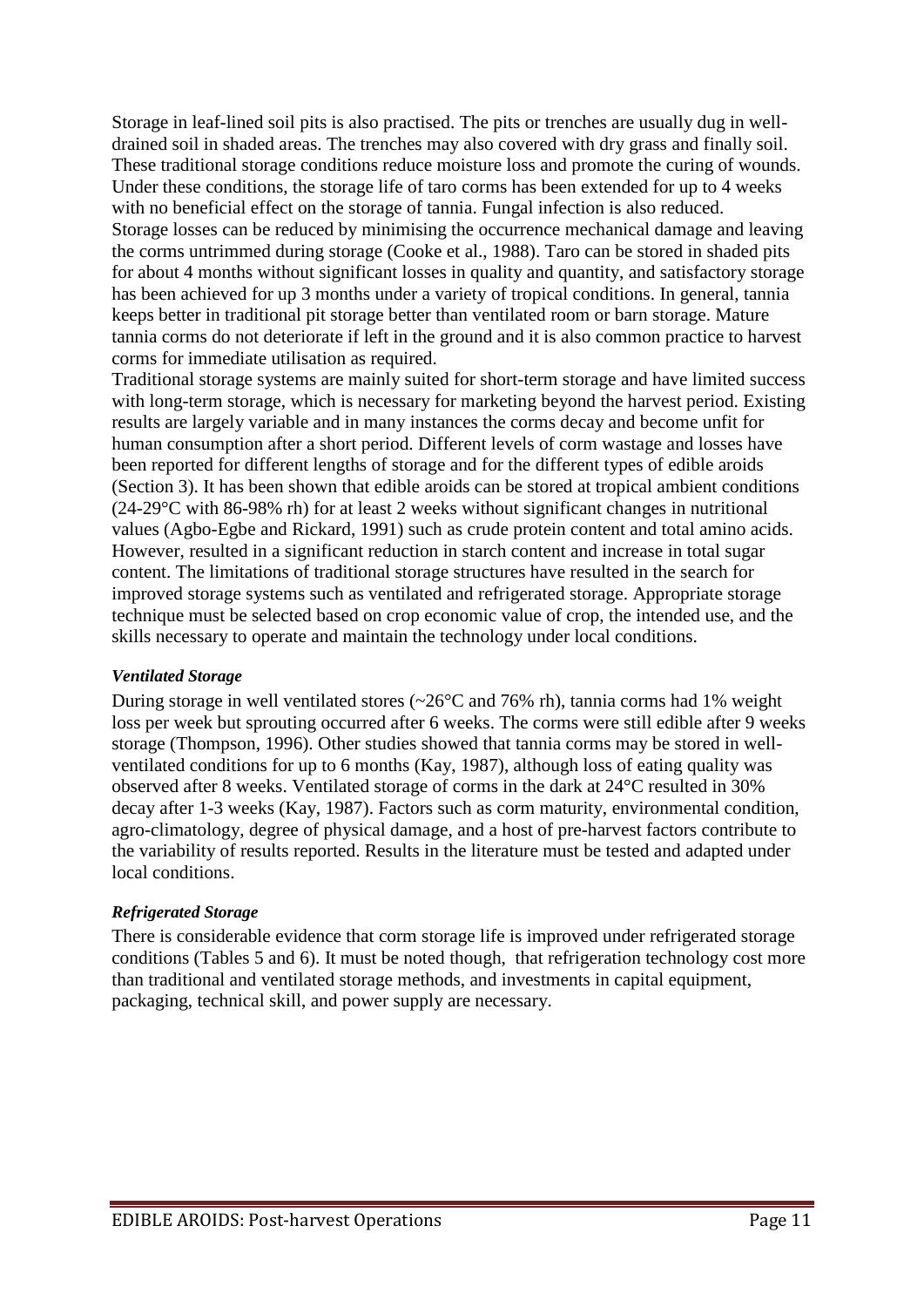Storage in leaf-lined soil pits is also practised. The pits or trenches are usually dug in well-drained soil in shaded areas. The trenches may also covered with dry grass and finally soil. These traditional storage conditions reduce moisture loss and promote the curing of wounds. Under these conditions, the storage life of taro corms has been extended for up to 4 weeks with no beneficial effect on the storage of tannia. Fungal infection is also reduced. Storage losses can be reduced by minimising the occurrence mechanical damage and leaving the corms untrimmed during storage (Cooke et al., 1988). Taro can be stored in shaded pits for about 4 months without significant losses in quality and quantity, and satisfactory storage has been achieved for up 3 months under a variety of tropical conditions. In general, tannia keeps better in traditional pit storage better than ventilated room or barn storage. Mature tannia corms do not deteriorate if left in the ground and it is also common practice to harvest corms for immediate utilisation as required.

Traditional storage systems are mainly suited for short-term storage and have limited success with long-term storage, which is necessary for marketing beyond the harvest period. Existing results are largely variable and in many instances the corms decay and become unfit for human consumption after a short period. Different levels of corm wastage and losses have been reported for different lengths of storage and for the different types of edible aroids (Section 3). It has been shown that edible aroids can be stored at tropical ambient conditions (24-29°C with 86-98% rh) for at least 2 weeks without significant changes in nutritional values (Agbo-Egbe and Rickard, 1991) such as crude protein content and total amino acids. However, resulted in a significant reduction in starch content and increase in total sugar content. The limitations of traditional storage structures have resulted in the search for improved storage systems such as ventilated and refrigerated storage. Appropriate storage technique must be selected based on crop economic value of crop, the intended use, and the skills necessary to operate and maintain the technology under local conditions.

***Ventilated Storage***

During storage in well ventilated stores (~26°C and 76% rh), tannia corms had 1% weight loss per week but sprouting occurred after 6 weeks. The corms were still edible after 9 weeks storage (Thompson, 1996). Other studies showed that tannia corms may be stored in well-ventilated conditions for up to 6 months (Kay, 1987), although loss of eating quality was observed after 8 weeks. Ventilated storage of corms in the dark at 24°C resulted in 30% decay after 1-3 weeks (Kay, 1987). Factors such as corm maturity, environmental condition, agro-climatology, degree of physical damage, and a host of pre-harvest factors contribute to the variability of results reported. Results in the literature must be tested and adapted under local conditions.

***Refrigerated Storage***

There is considerable evidence that corm storage life is improved under refrigerated storage conditions (Tables 5 and 6). It must be noted though, that refrigeration technology cost more than traditional and ventilated storage methods, and investments in capital equipment, packaging, technical skill, and power supply are necessary.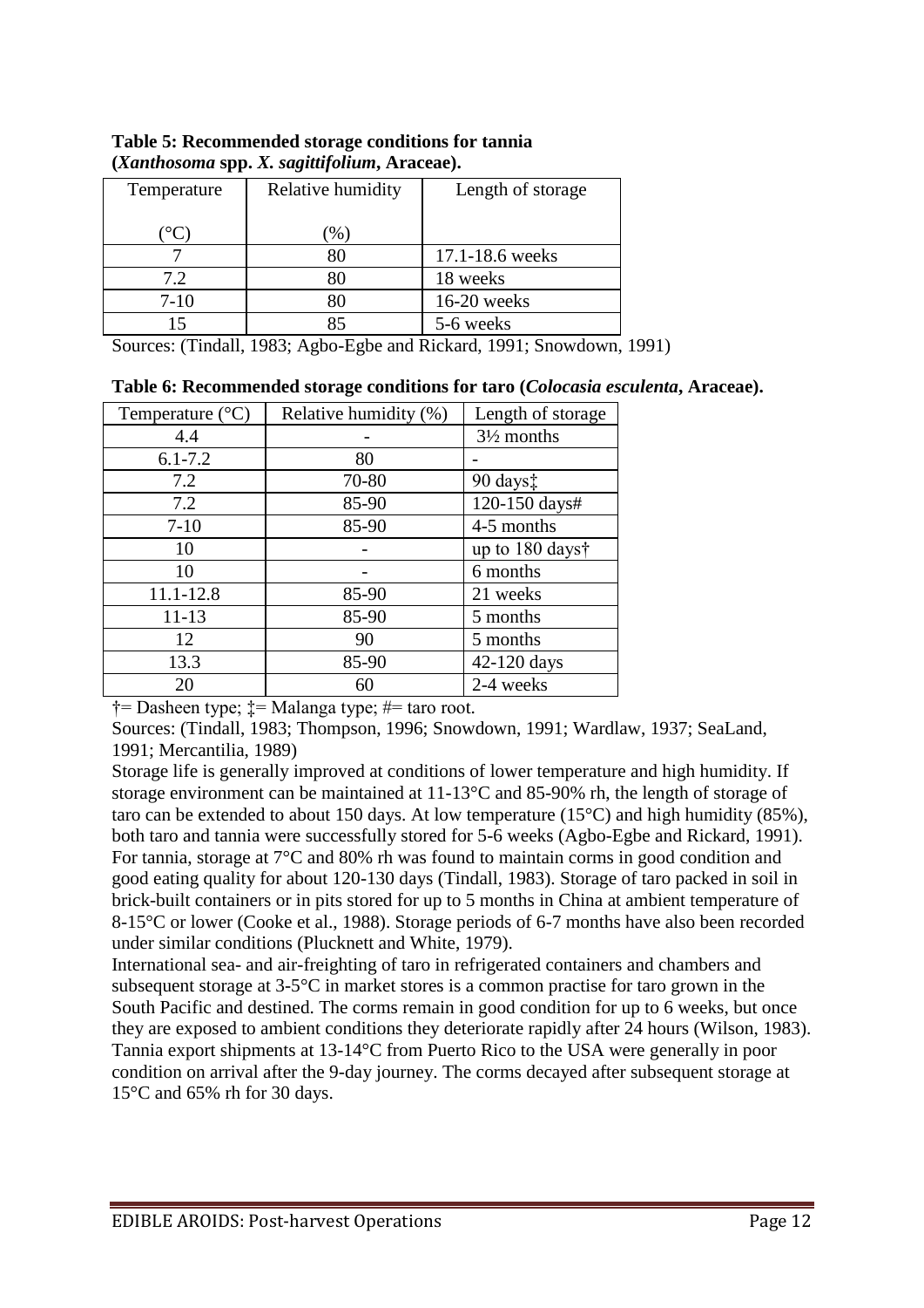**Table 5: Recommended storage conditions for tannia (*Xanthosoma* spp. *X. sagittifolium*, Araceae).**

| Temperature (°C) | Relative humidity (%) | Length of storage |
|---|---|---|
| 7 | 80 | 17.1-18.6 weeks |
| 7.2 | 80 | 18 weeks |
| 7-10 | 80 | 16-20 weeks |
| 15 | 85 | 5-6 weeks |

Sources: (Tindall, 1983; Agbo-Egbe and Rickard, 1991; Snowdown, 1991)

**Table 6: Recommended storage conditions for taro (*Colocasia esculenta*, Araceae).**

| Temperature (°C) | Relative humidity (%) | Length of storage |
|---|---|---|
| 4.4 | - | 3½ months |
| 6.1-7.2 | 80 | - |
| 7.2 | 70-80 | 90 days‡ |
| 7.2 | 85-90 | 120-150 days# |
| 7-10 | 85-90 | 4-5 months |
| 10 | - | up to 180 days† |
| 10 | - | 6 months |
| 11.1-12.8 | 85-90 | 21 weeks |
| 11-13 | 85-90 | 5 months |
| 12 | 90 | 5 months |
| 13.3 | 85-90 | 42-120 days |
| 20 | 60 | 2-4 weeks |

†= Dasheen type; ‡= Malanga type; #= taro root.

Sources: (Tindall, 1983; Thompson, 1996; Snowdown, 1991; Wardlaw, 1937; SeaLand, 1991; Mercantilia, 1989)

Storage life is generally improved at conditions of lower temperature and high humidity. If storage environment can be maintained at 11-13°C and 85-90% rh, the length of storage of taro can be extended to about 150 days. At low temperature (15°C) and high humidity (85%), both taro and tannia were successfully stored for 5-6 weeks (Agbo-Egbe and Rickard, 1991). For tannia, storage at 7°C and 80% rh was found to maintain corms in good condition and good eating quality for about 120-130 days (Tindall, 1983). Storage of taro packed in soil in brick-built containers or in pits stored for up to 5 months in China at ambient temperature of 8-15°C or lower (Cooke et al., 1988). Storage periods of 6-7 months have also been recorded under similar conditions (Plucknett and White, 1979).

International sea- and air-freighting of taro in refrigerated containers and chambers and subsequent storage at 3-5°C in market stores is a common practise for taro grown in the South Pacific and destined. The corms remain in good condition for up to 6 weeks, but once they are exposed to ambient conditions they deteriorate rapidly after 24 hours (Wilson, 1983). Tannia export shipments at 13-14°C from Puerto Rico to the USA were generally in poor condition on arrival after the 9-day journey. The corms decayed after subsequent storage at 15°C and 65% rh for 30 days.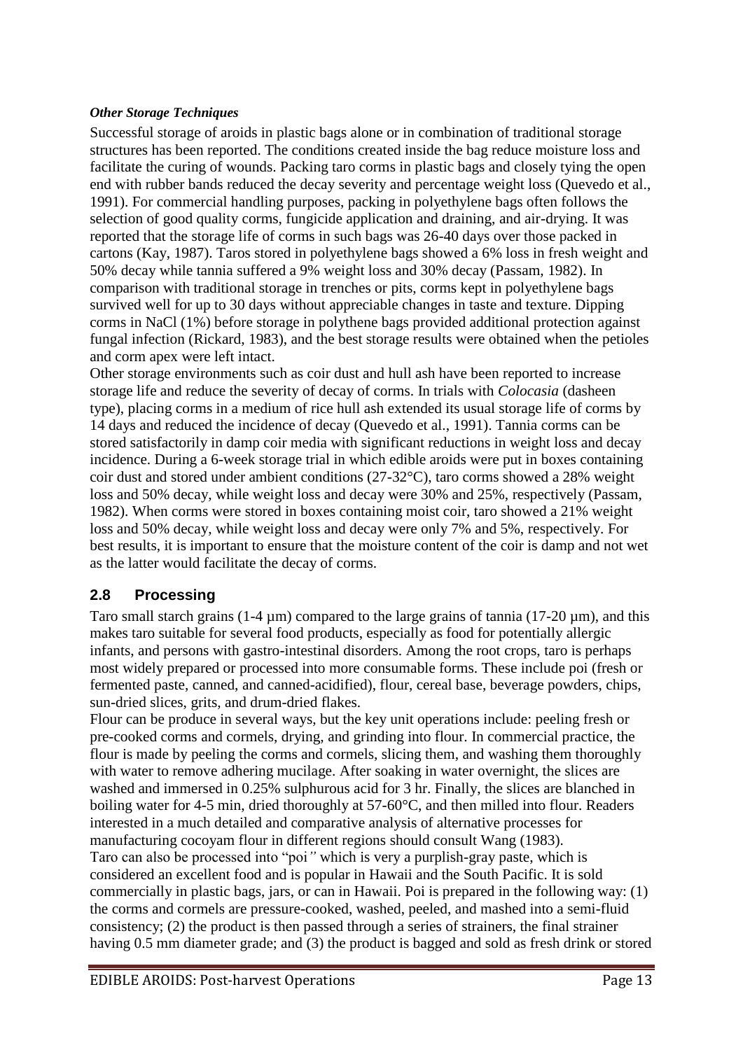*Other Storage Techniques*

Successful storage of aroids in plastic bags alone or in combination of traditional storage structures has been reported. The conditions created inside the bag reduce moisture loss and facilitate the curing of wounds. Packing taro corms in plastic bags and closely tying the open end with rubber bands reduced the decay severity and percentage weight loss (Quevedo et al., 1991). For commercial handling purposes, packing in polyethylene bags often follows the selection of good quality corms, fungicide application and draining, and air-drying. It was reported that the storage life of corms in such bags was 26-40 days over those packed in cartons (Kay, 1987). Taros stored in polyethylene bags showed a 6% loss in fresh weight and 50% decay while tannia suffered a 9% weight loss and 30% decay (Passam, 1982). In comparison with traditional storage in trenches or pits, corms kept in polyethylene bags survived well for up to 30 days without appreciable changes in taste and texture. Dipping corms in NaCl (1%) before storage in polythene bags provided additional protection against fungal infection (Rickard, 1983), and the best storage results were obtained when the petioles and corm apex were left intact.

Other storage environments such as coir dust and hull ash have been reported to increase storage life and reduce the severity of decay of corms. In trials with *Colocasia* (dasheen type), placing corms in a medium of rice hull ash extended its usual storage life of corms by 14 days and reduced the incidence of decay (Quevedo et al., 1991). Tannia corms can be stored satisfactorily in damp coir media with significant reductions in weight loss and decay incidence. During a 6-week storage trial in which edible aroids were put in boxes containing coir dust and stored under ambient conditions (27-32°C), taro corms showed a 28% weight loss and 50% decay, while weight loss and decay were 30% and 25%, respectively (Passam, 1982). When corms were stored in boxes containing moist coir, taro showed a 21% weight loss and 50% decay, while weight loss and decay were only 7% and 5%, respectively. For best results, it is important to ensure that the moisture content of the coir is damp and not wet as the latter would facilitate the decay of corms.

## 2.8 Processing

Taro small starch grains (1-4 µm) compared to the large grains of tannia (17-20 µm), and this makes taro suitable for several food products, especially as food for potentially allergic infants, and persons with gastro-intestinal disorders. Among the root crops, taro is perhaps most widely prepared or processed into more consumable forms. These include poi (fresh or fermented paste, canned, and canned-acidified), flour, cereal base, beverage powders, chips, sun-dried slices, grits, and drum-dried flakes.

Flour can be produce in several ways, but the key unit operations include: peeling fresh or pre-cooked corms and cormels, drying, and grinding into flour. In commercial practice, the flour is made by peeling the corms and cormels, slicing them, and washing them thoroughly with water to remove adhering mucilage. After soaking in water overnight, the slices are washed and immersed in 0.25% sulphurous acid for 3 hr. Finally, the slices are blanched in boiling water for 4-5 min, dried thoroughly at 57-60°C, and then milled into flour. Readers interested in a much detailed and comparative analysis of alternative processes for manufacturing cocoyam flour in different regions should consult Wang (1983).

Taro can also be processed into "poi" which is very a purplish-gray paste, which is considered an excellent food and is popular in Hawaii and the South Pacific. It is sold commercially in plastic bags, jars, or can in Hawaii. Poi is prepared in the following way: (1) the corms and cormels are pressure-cooked, washed, peeled, and mashed into a semi-fluid consistency; (2) the product is then passed through a series of strainers, the final strainer having 0.5 mm diameter grade; and (3) the product is bagged and sold as fresh drink or stored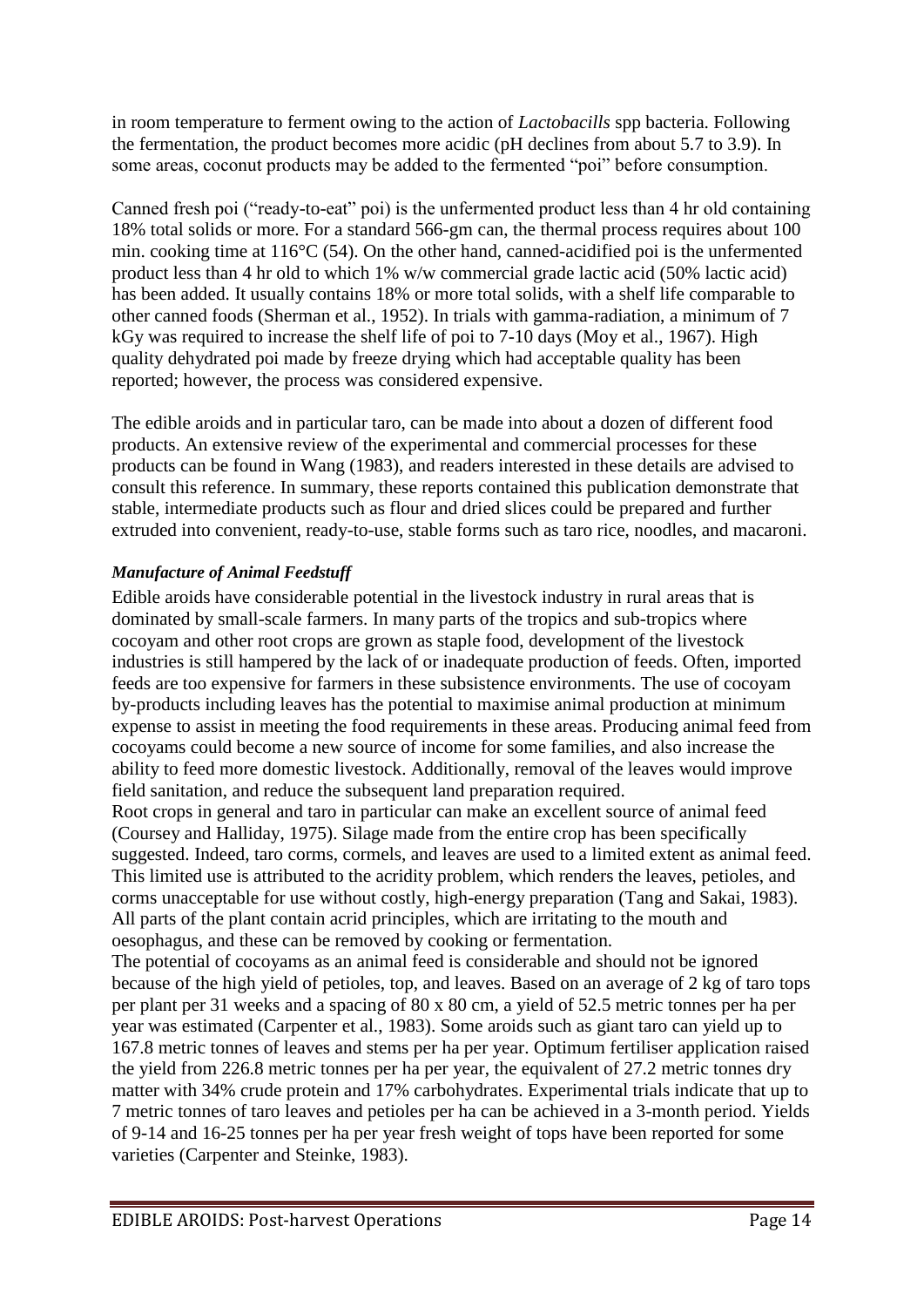in room temperature to ferment owing to the action of *Lactobacills* spp bacteria. Following the fermentation, the product becomes more acidic (pH declines from about 5.7 to 3.9). In some areas, coconut products may be added to the fermented "poi" before consumption.

Canned fresh poi ("ready-to-eat" poi) is the unfermented product less than 4 hr old containing 18% total solids or more. For a standard 566-gm can, the thermal process requires about 100 min. cooking time at 116°C (54). On the other hand, canned-acidified poi is the unfermented product less than 4 hr old to which 1% w/w commercial grade lactic acid (50% lactic acid) has been added. It usually contains 18% or more total solids, with a shelf life comparable to other canned foods (Sherman et al., 1952). In trials with gamma-radiation, a minimum of 7 kGy was required to increase the shelf life of poi to 7-10 days (Moy et al., 1967). High quality dehydrated poi made by freeze drying which had acceptable quality has been reported; however, the process was considered expensive.

The edible aroids and in particular taro, can be made into about a dozen of different food products. An extensive review of the experimental and commercial processes for these products can be found in Wang (1983), and readers interested in these details are advised to consult this reference. In summary, these reports contained this publication demonstrate that stable, intermediate products such as flour and dried slices could be prepared and further extruded into convenient, ready-to-use, stable forms such as taro rice, noodles, and macaroni.

### *Manufacture of Animal Feedstuff*

Edible aroids have considerable potential in the livestock industry in rural areas that is dominated by small-scale farmers. In many parts of the tropics and sub-tropics where cocoyam and other root crops are grown as staple food, development of the livestock industries is still hampered by the lack of or inadequate production of feeds. Often, imported feeds are too expensive for farmers in these subsistence environments. The use of cocoyam by-products including leaves has the potential to maximise animal production at minimum expense to assist in meeting the food requirements in these areas. Producing animal feed from cocoyams could become a new source of income for some families, and also increase the ability to feed more domestic livestock. Additionally, removal of the leaves would improve field sanitation, and reduce the subsequent land preparation required.

Root crops in general and taro in particular can make an excellent source of animal feed (Coursey and Halliday, 1975). Silage made from the entire crop has been specifically suggested. Indeed, taro corms, cormels, and leaves are used to a limited extent as animal feed. This limited use is attributed to the acridity problem, which renders the leaves, petioles, and corms unacceptable for use without costly, high-energy preparation (Tang and Sakai, 1983). All parts of the plant contain acrid principles, which are irritating to the mouth and oesophagus, and these can be removed by cooking or fermentation.

The potential of cocoyams as an animal feed is considerable and should not be ignored because of the high yield of petioles, top, and leaves. Based on an average of 2 kg of taro tops per plant per 31 weeks and a spacing of 80 x 80 cm, a yield of 52.5 metric tonnes per ha per year was estimated (Carpenter et al., 1983). Some aroids such as giant taro can yield up to 167.8 metric tonnes of leaves and stems per ha per year. Optimum fertiliser application raised the yield from 226.8 metric tonnes per ha per year, the equivalent of 27.2 metric tonnes dry matter with 34% crude protein and 17% carbohydrates. Experimental trials indicate that up to 7 metric tonnes of taro leaves and petioles per ha can be achieved in a 3-month period. Yields of 9-14 and 16-25 tonnes per ha per year fresh weight of tops have been reported for some varieties (Carpenter and Steinke, 1983).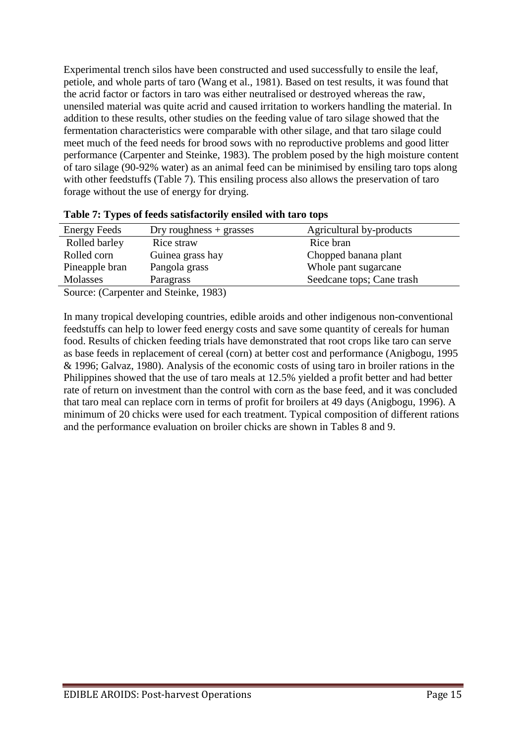Experimental trench silos have been constructed and used successfully to ensile the leaf, petiole, and whole parts of taro (Wang et al., 1981). Based on test results, it was found that the acrid factor or factors in taro was either neutralised or destroyed whereas the raw, unensiled material was quite acrid and caused irritation to workers handling the material. In addition to these results, other studies on the feeding value of taro silage showed that the fermentation characteristics were comparable with other silage, and that taro silage could meet much of the feed needs for brood sows with no reproductive problems and good litter performance (Carpenter and Steinke, 1983). The problem posed by the high moisture content of taro silage (90-92% water) as an animal feed can be minimised by ensiling taro tops along with other feedstuffs (Table 7). This ensiling process also allows the preservation of taro forage without the use of energy for drying.

**Table 7: Types of feeds satisfactorily ensiled with taro tops**

| Energy Feeds | Dry roughness + grasses | Agricultural by-products |
|---|---|---|
| Rolled barley | Rice straw | Rice bran |
| Rolled corn | Guinea grass hay | Chopped banana plant |
| Pineapple bran | Pangola grass | Whole pant sugarcane |
| Molasses | Paragrass | Seedcane tops; Cane trash |

Source: (Carpenter and Steinke, 1983)

In many tropical developing countries, edible aroids and other indigenous non-conventional feedstuffs can help to lower feed energy costs and save some quantity of cereals for human food. Results of chicken feeding trials have demonstrated that root crops like taro can serve as base feeds in replacement of cereal (corn) at better cost and performance (Anigbogu, 1995 & 1996; Galvaz, 1980). Analysis of the economic costs of using taro in broiler rations in the Philippines showed that the use of taro meals at 12.5% yielded a profit better and had better rate of return on investment than the control with corn as the base feed, and it was concluded that taro meal can replace corn in terms of profit for broilers at 49 days (Anigbogu, 1996). A minimum of 20 chicks were used for each treatment. Typical composition of different rations and the performance evaluation on broiler chicks are shown in Tables 8 and 9.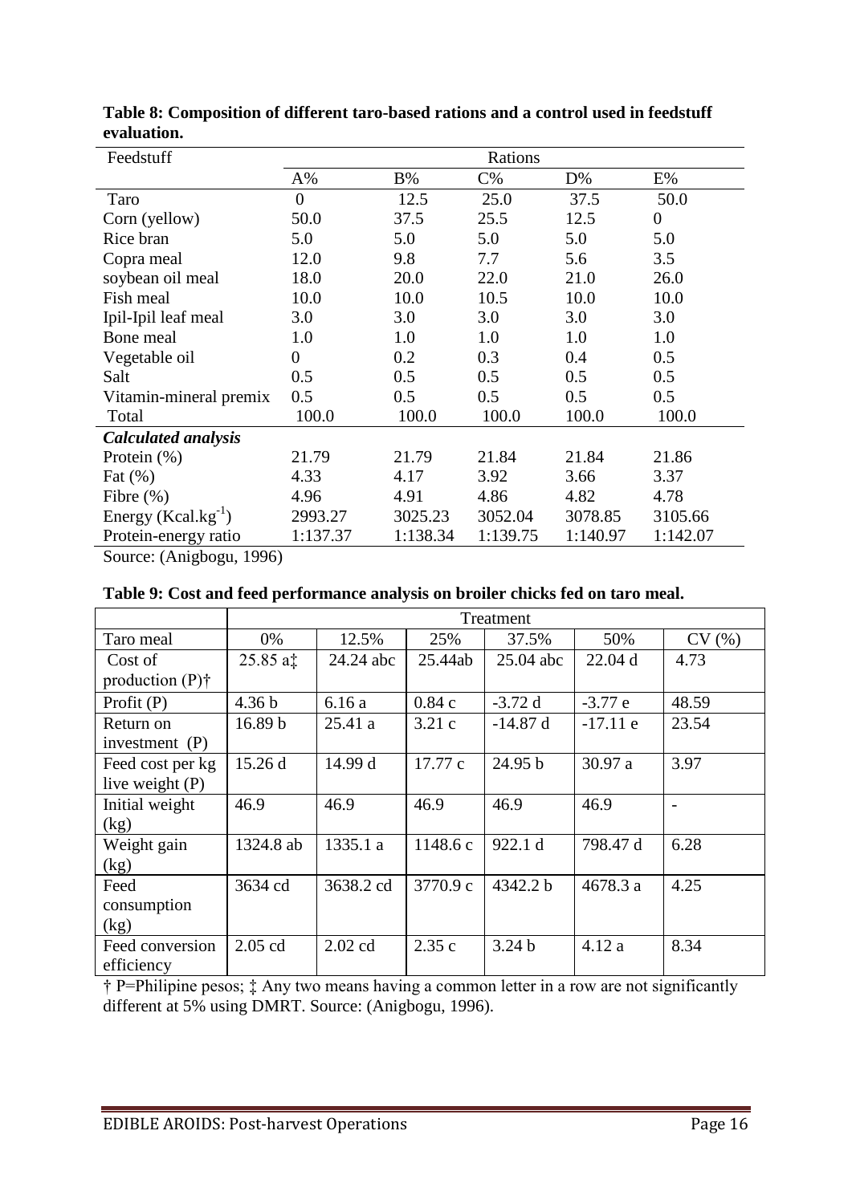**Table 8: Composition of different taro-based rations and a control used in feedstuff evaluation.**

| Feedstuff | Rations | | | | |
|---|---|---|---|---|---|
| | A% | B% | C% | D% | E% |
| Taro | 0 | 12.5 | 25.0 | 37.5 | 50.0 |
| Corn (yellow) | 50.0 | 37.5 | 25.5 | 12.5 | 0 |
| Rice bran | 5.0 | 5.0 | 5.0 | 5.0 | 5.0 |
| Copra meal | 12.0 | 9.8 | 7.7 | 5.6 | 3.5 |
| soybean oil meal | 18.0 | 20.0 | 22.0 | 21.0 | 26.0 |
| Fish meal | 10.0 | 10.0 | 10.5 | 10.0 | 10.0 |
| Ipil-Ipil leaf meal | 3.0 | 3.0 | 3.0 | 3.0 | 3.0 |
| Bone meal | 1.0 | 1.0 | 1.0 | 1.0 | 1.0 |
| Vegetable oil | 0 | 0.2 | 0.3 | 0.4 | 0.5 |
| Salt | 0.5 | 0.5 | 0.5 | 0.5 | 0.5 |
| Vitamin-mineral premix | 0.5 | 0.5 | 0.5 | 0.5 | 0.5 |
| Total | 100.0 | 100.0 | 100.0 | 100.0 | 100.0 |
| ***Calculated analysis*** | | | | | |
| Protein (%) | 21.79 | 21.79 | 21.84 | 21.84 | 21.86 |
| Fat (%) | 4.33 | 4.17 | 3.92 | 3.66 | 3.37 |
| Fibre (%) | 4.96 | 4.91 | 4.86 | 4.82 | 4.78 |
| Energy ($Kcal.kg^{-1}$) | 2993.27 | 3025.23 | 3052.04 | 3078.85 | 3105.66 |
| Protein-energy ratio | 1:137.37 | 1:138.34 | 1:139.75 | 1:140.97 | 1:142.07 |

Source: (Anigbogu, 1996)

**Table 9: Cost and feed performance analysis on broiler chicks fed on taro meal.**

| | Treatment | | | | | |
|---|---|---|---|---|---|---|
| Taro meal | 0% | 12.5% | 25% | 37.5% | 50% | CV (%) |
| Cost of production (P)† | 25.85 a‡ | 24.24 abc | 25.44ab | 25.04 abc | 22.04 d | 4.73 |
| Profit (P) | 4.36 b | 6.16 a | 0.84 c | -3.72 d | -3.77 e | 48.59 |
| Return on investment (P) | 16.89 b | 25.41 a | 3.21 c | -14.87 d | -17.11 e | 23.54 |
| Feed cost per kg live weight (P) | 15.26 d | 14.99 d | 17.77 c | 24.95 b | 30.97 a | 3.97 |
| Initial weight (kg) | 46.9 | 46.9 | 46.9 | 46.9 | 46.9 | - |
| Weight gain (kg) | 1324.8 ab | 1335.1 a | 1148.6 c | 922.1 d | 798.47 d | 6.28 |
| Feed consumption (kg) | 3634 cd | 3638.2 cd | 3770.9 c | 4342.2 b | 4678.3 a | 4.25 |
| Feed conversion efficiency | 2.05 cd | 2.02 cd | 2.35 c | 3.24 b | 4.12 a | 8.34 |

† P=Philipine pesos; ‡ Any two means having a common letter in a row are not significantly different at 5% using DMRT. Source: (Anigbogu, 1996).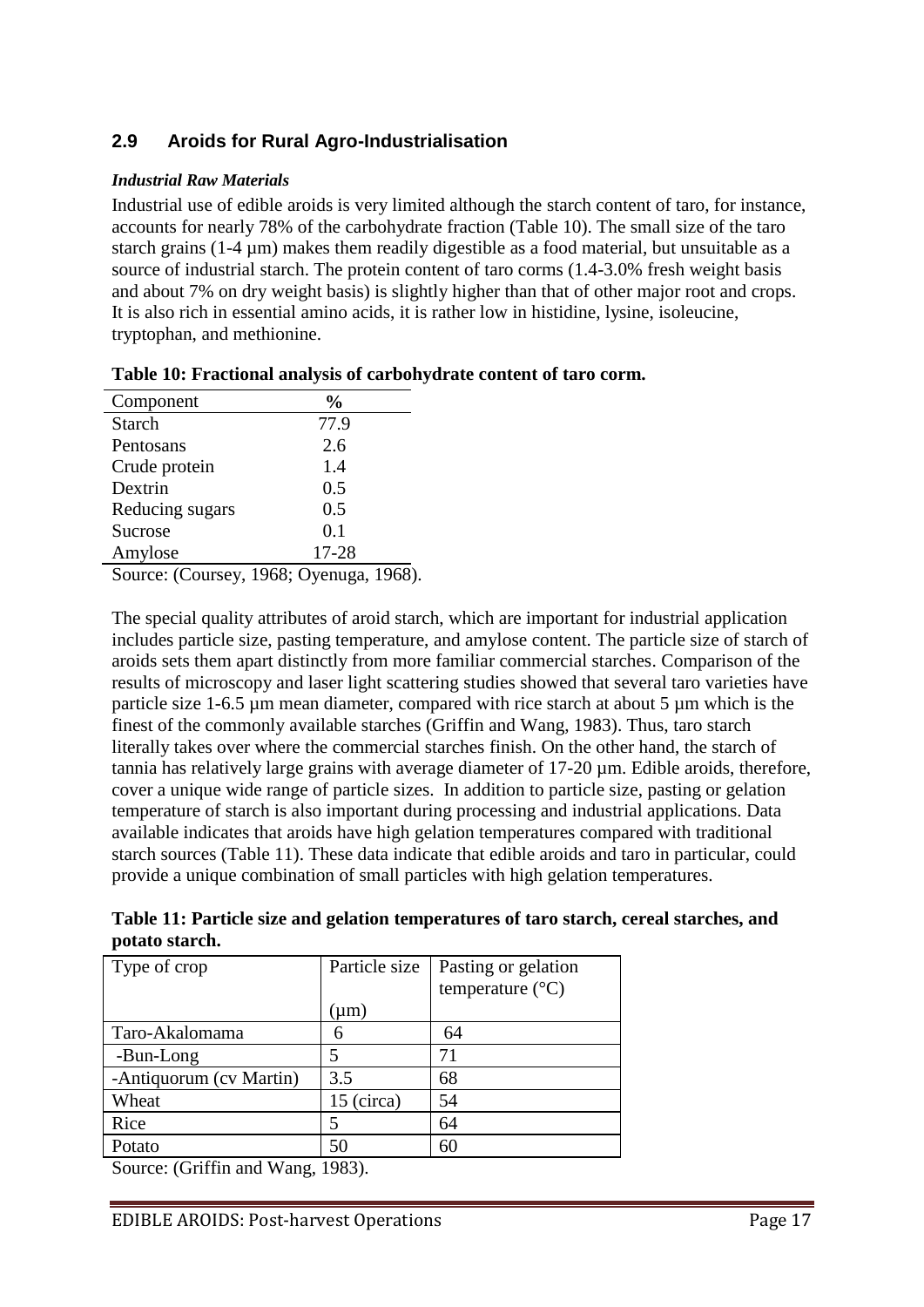## 2.9 Aroids for Rural Agro-Industrialisation

***Industrial Raw Materials***

Industrial use of edible aroids is very limited although the starch content of taro, for instance, accounts for nearly 78% of the carbohydrate fraction (Table 10). The small size of the taro starch grains (1-4 µm) makes them readily digestible as a food material, but unsuitable as a source of industrial starch. The protein content of taro corms (1.4-3.0% fresh weight basis and about 7% on dry weight basis) is slightly higher than that of other major root and crops. It is also rich in essential amino acids, it is rather low in histidine, lysine, isoleucine, tryptophan, and methionine.

**Table 10: Fractional analysis of carbohydrate content of taro corm.**

| Component | % |
|---|---|
| Starch | 77.9 |
| Pentosans | 2.6 |
| Crude protein | 1.4 |
| Dextrin | 0.5 |
| Reducing sugars | 0.5 |
| Sucrose | 0.1 |
| Amylose | 17-28 |

Source: (Coursey, 1968; Oyenuga, 1968).

The special quality attributes of aroid starch, which are important for industrial application includes particle size, pasting temperature, and amylose content. The particle size of starch of aroids sets them apart distinctly from more familiar commercial starches. Comparison of the results of microscopy and laser light scattering studies showed that several taro varieties have particle size 1-6.5 µm mean diameter, compared with rice starch at about 5 µm which is the finest of the commonly available starches (Griffin and Wang, 1983). Thus, taro starch literally takes over where the commercial starches finish. On the other hand, the starch of tannia has relatively large grains with average diameter of 17-20 µm. Edible aroids, therefore, cover a unique wide range of particle sizes. In addition to particle size, pasting or gelation temperature of starch is also important during processing and industrial applications. Data available indicates that aroids have high gelation temperatures compared with traditional starch sources (Table 11). These data indicate that edible aroids and taro in particular, could provide a unique combination of small particles with high gelation temperatures.

**Table 11: Particle size and gelation temperatures of taro starch, cereal starches, and potato starch.**

| Type of crop | Particle size (µm) | Pasting or gelation temperature (°C) |
|---|---|---|
| Taro-Akalomama | 6 | 64 |
| -Bun-Long | 5 | 71 |
| -Antiquorum (cv Martin) | 3.5 | 68 |
| Wheat | 15 (circa) | 54 |
| Rice | 5 | 64 |
| Potato | 50 | 60 |

Source: (Griffin and Wang, 1983).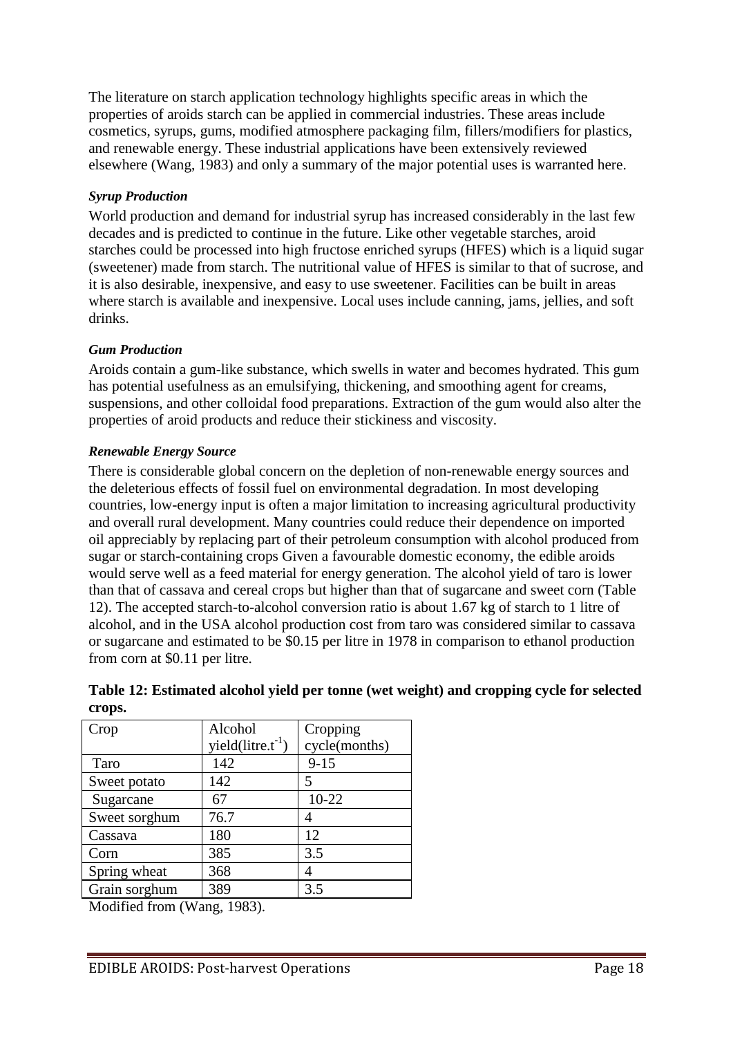The literature on starch application technology highlights specific areas in which the properties of aroids starch can be applied in commercial industries. These areas include cosmetics, syrups, gums, modified atmosphere packaging film, fillers/modifiers for plastics, and renewable energy. These industrial applications have been extensively reviewed elsewhere (Wang, 1983) and only a summary of the major potential uses is warranted here.

***Syrup Production***

World production and demand for industrial syrup has increased considerably in the last few decades and is predicted to continue in the future. Like other vegetable starches, aroid starches could be processed into high fructose enriched syrups (HFES) which is a liquid sugar (sweetener) made from starch. The nutritional value of HFES is similar to that of sucrose, and it is also desirable, inexpensive, and easy to use sweetener. Facilities can be built in areas where starch is available and inexpensive. Local uses include canning, jams, jellies, and soft drinks.

***Gum Production***

Aroids contain a gum-like substance, which swells in water and becomes hydrated. This gum has potential usefulness as an emulsifying, thickening, and smoothing agent for creams, suspensions, and other colloidal food preparations. Extraction of the gum would also alter the properties of aroid products and reduce their stickiness and viscosity.

***Renewable Energy Source***

There is considerable global concern on the depletion of non-renewable energy sources and the deleterious effects of fossil fuel on environmental degradation. In most developing countries, low-energy input is often a major limitation to increasing agricultural productivity and overall rural development. Many countries could reduce their dependence on imported oil appreciably by replacing part of their petroleum consumption with alcohol produced from sugar or starch-containing crops Given a favourable domestic economy, the edible aroids would serve well as a feed material for energy generation. The alcohol yield of taro is lower than that of cassava and cereal crops but higher than that of sugarcane and sweet corn (Table 12). The accepted starch-to-alcohol conversion ratio is about 1.67 kg of starch to 1 litre of alcohol, and in the USA alcohol production cost from taro was considered similar to cassava or sugarcane and estimated to be $0.15 per litre in 1978 in comparison to ethanol production from corn at $0.11 per litre.

**Table 12: Estimated alcohol yield per tonne (wet weight) and cropping cycle for selected crops.**

| Crop | Alcohol yield(litre.$t^{-1}$) | Cropping cycle(months) |
|---|---|---|
| Taro | 142 | 9-15 |
| Sweet potato | 142 | 5 |
| Sugarcane | 67 | 10-22 |
| Sweet sorghum | 76.7 | 4 |
| Cassava | 180 | 12 |
| Corn | 385 | 3.5 |
| Spring wheat | 368 | 4 |
| Grain sorghum | 389 | 3.5 |

Modified from (Wang, 1983).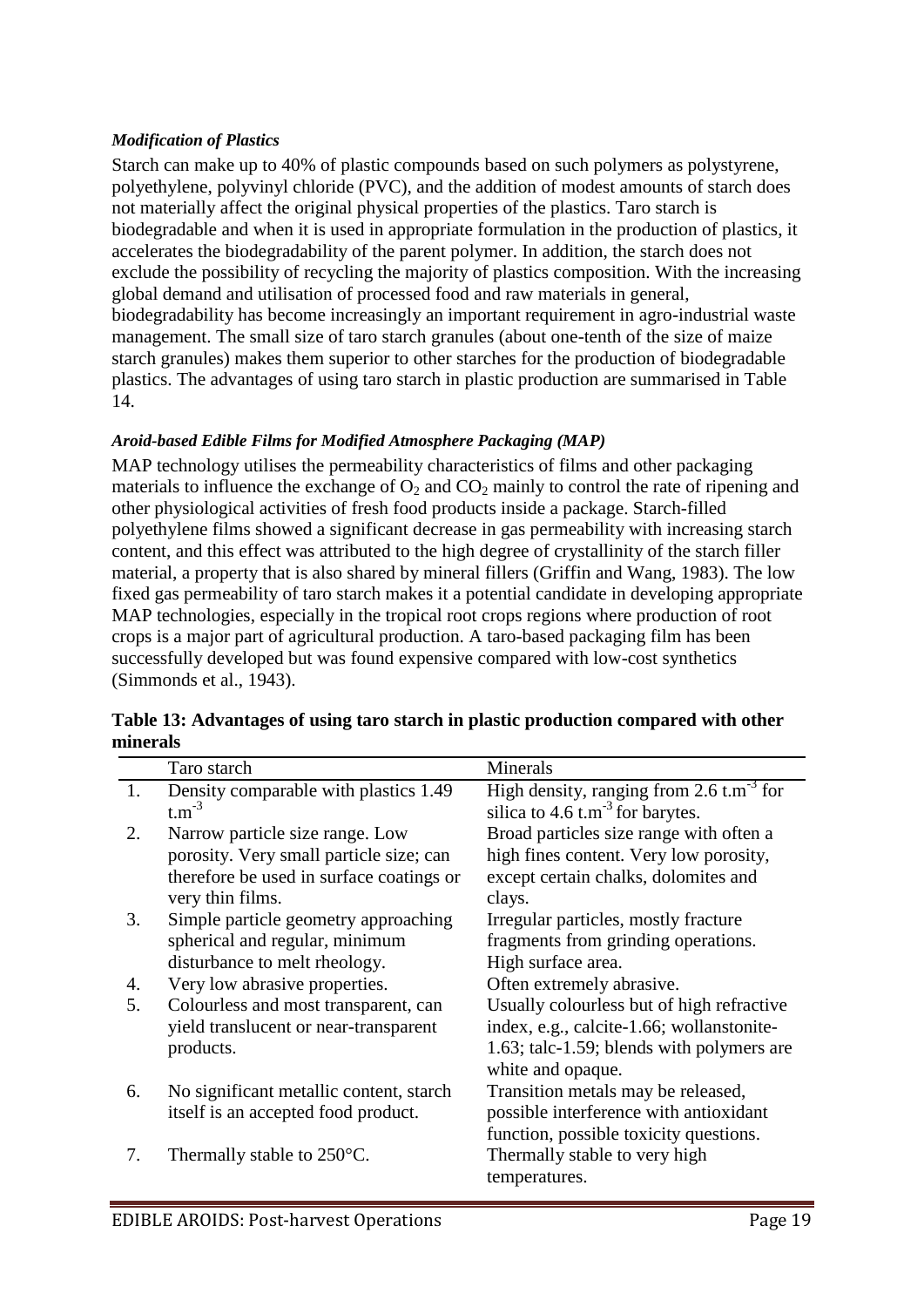***Modification of Plastics***

Starch can make up to 40% of plastic compounds based on such polymers as polystyrene, polyethylene, polyvinyl chloride (PVC), and the addition of modest amounts of starch does not materially affect the original physical properties of the plastics. Taro starch is biodegradable and when it is used in appropriate formulation in the production of plastics, it accelerates the biodegradability of the parent polymer. In addition, the starch does not exclude the possibility of recycling the majority of plastics composition. With the increasing global demand and utilisation of processed food and raw materials in general, biodegradability has become increasingly an important requirement in agro-industrial waste management. The small size of taro starch granules (about one-tenth of the size of maize starch granules) makes them superior to other starches for the production of biodegradable plastics. The advantages of using taro starch in plastic production are summarised in Table 14.

***Aroid-based Edible Films for Modified Atmosphere Packaging (MAP)***

MAP technology utilises the permeability characteristics of films and other packaging materials to influence the exchange of $O_2$ and $CO_2$ mainly to control the rate of ripening and other physiological activities of fresh food products inside a package. Starch-filled polyethylene films showed a significant decrease in gas permeability with increasing starch content, and this effect was attributed to the high degree of crystallinity of the starch filler material, a property that is also shared by mineral fillers (Griffin and Wang, 1983). The low fixed gas permeability of taro starch makes it a potential candidate in developing appropriate MAP technologies, especially in the tropical root crops regions where production of root crops is a major part of agricultural production. A taro-based packaging film has been successfully developed but was found expensive compared with low-cost synthetics (Simmonds et al., 1943).

**Table 13: Advantages of using taro starch in plastic production compared with other minerals**

| | Taro starch | Minerals |
|---|---|---|
| 1. | Density comparable with plastics 1.49 $t.m^{-3}$ | High density, ranging from 2.6 $t.m^{-3}$ for silica to 4.6 $t.m^{-3}$ for barytes. |
| 2. | Narrow particle size range. Low porosity. Very small particle size; can therefore be used in surface coatings or very thin films. | Broad particles size range with often a high fines content. Very low porosity, except certain chalks, dolomites and clays. |
| 3. | Simple particle geometry approaching spherical and regular, minimum disturbance to melt rheology. | Irregular particles, mostly fracture fragments from grinding operations. High surface area. |
| 4. | Very low abrasive properties. | Often extremely abrasive. |
| 5. | Colourless and most transparent, can yield translucent or near-transparent products. | Usually colourless but of high refractive index, e.g., calcite-1.66; wollanstonite-1.63; talc-1.59; blends with polymers are white and opaque. |
| 6. | No significant metallic content, starch itself is an accepted food product. | Transition metals may be released, possible interference with antioxidant function, possible toxicity questions. |
| 7. | Thermally stable to 250°C. | Thermally stable to very high temperatures. |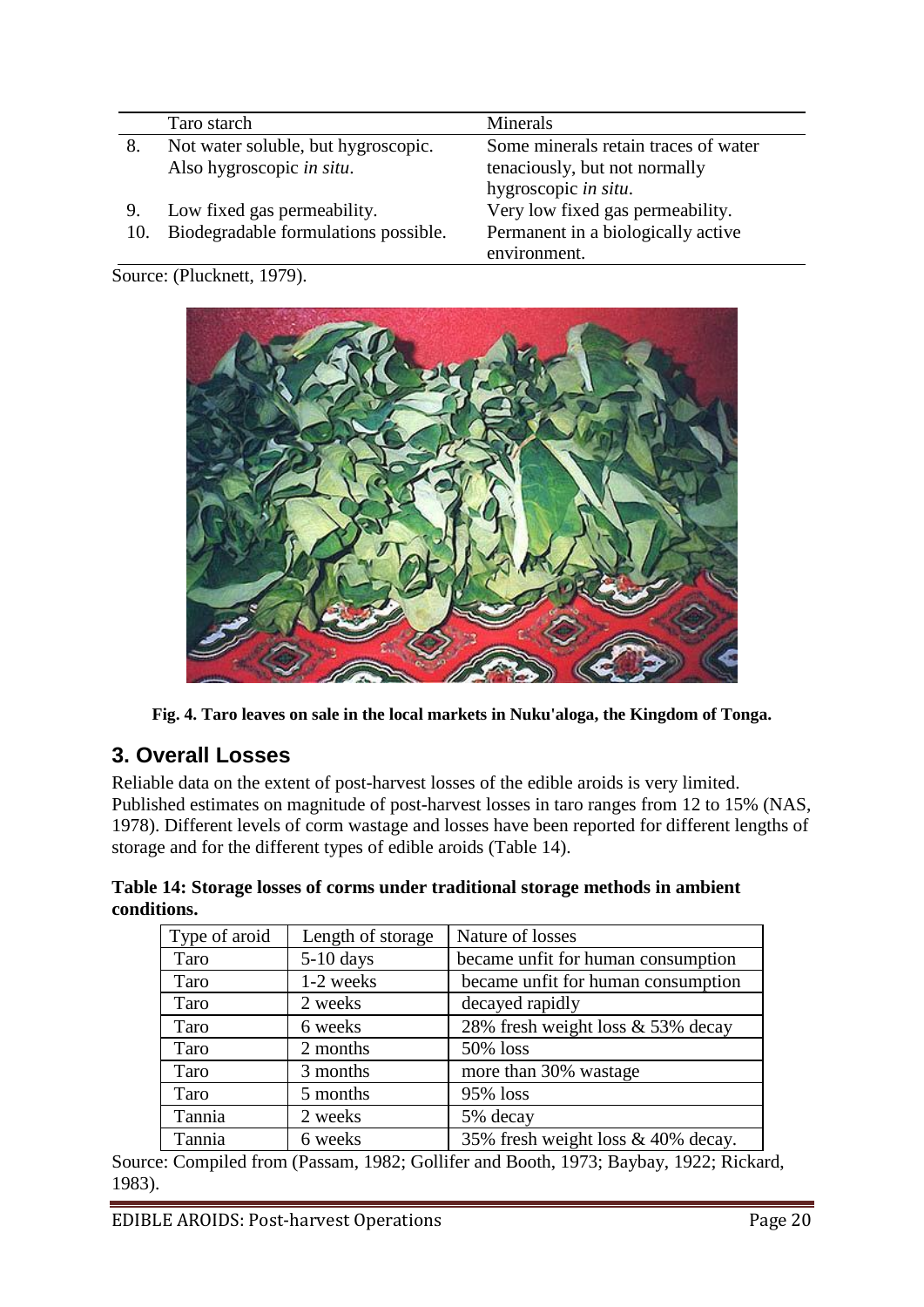| | Taro starch | Minerals |
|---|---|---|
| 8. | Not water soluble, but hygroscopic. Also hygroscopic *in situ*. | Some minerals retain traces of water tenaciously, but not normally hygroscopic *in situ*. |
| 9. | Low fixed gas permeability. | Very low fixed gas permeability. |
| 10. | Biodegradable formulations possible. | Permanent in a biologically active environment. |

Source: (Plucknett, 1979).

**Fig. 4. Taro leaves on sale in the local markets in Nuku'aloga, the Kingdom of Tonga.**

## 3. Overall Losses

Reliable data on the extent of post-harvest losses of the edible aroids is very limited. Published estimates on magnitude of post-harvest losses in taro ranges from 12 to 15% (NAS, 1978). Different levels of corm wastage and losses have been reported for different lengths of storage and for the different types of edible aroids (Table 14).

**Table 14: Storage losses of corms under traditional storage methods in ambient conditions.**

| Type of aroid | Length of storage | Nature of losses |
|---|---|---|
| Taro | 5-10 days | became unfit for human consumption |
| Taro | 1-2 weeks | became unfit for human consumption |
| Taro | 2 weeks | decayed rapidly |
| Taro | 6 weeks | 28% fresh weight loss & 53% decay |
| Taro | 2 months | 50% loss |
| Taro | 3 months | more than 30% wastage |
| Taro | 5 months | 95% loss |
| Tannia | 2 weeks | 5% decay |
| Tannia | 6 weeks | 35% fresh weight loss & 40% decay. |

Source: Compiled from (Passam, 1982; Gollifer and Booth, 1973; Baybay, 1922; Rickard, 1983).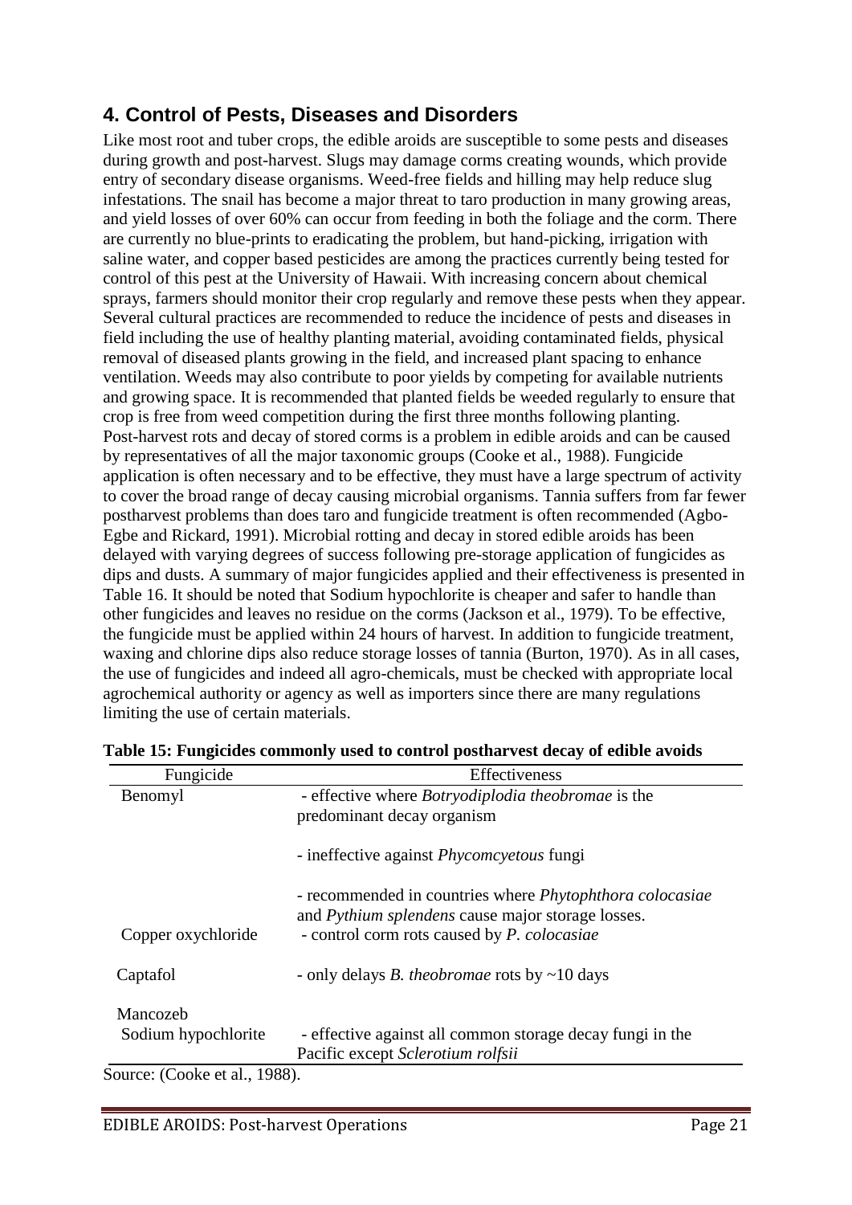## 4. Control of Pests, Diseases and Disorders

Like most root and tuber crops, the edible aroids are susceptible to some pests and diseases during growth and post-harvest. Slugs may damage corms creating wounds, which provide entry of secondary disease organisms. Weed-free fields and hilling may help reduce slug infestations. The snail has become a major threat to taro production in many growing areas, and yield losses of over 60% can occur from feeding in both the foliage and the corm. There are currently no blue-prints to eradicating the problem, but hand-picking, irrigation with saline water, and copper based pesticides are among the practices currently being tested for control of this pest at the University of Hawaii. With increasing concern about chemical sprays, farmers should monitor their crop regularly and remove these pests when they appear. Several cultural practices are recommended to reduce the incidence of pests and diseases in field including the use of healthy planting material, avoiding contaminated fields, physical removal of diseased plants growing in the field, and increased plant spacing to enhance ventilation. Weeds may also contribute to poor yields by competing for available nutrients and growing space. It is recommended that planted fields be weeded regularly to ensure that crop is free from weed competition during the first three months following planting.
Post-harvest rots and decay of stored corms is a problem in edible aroids and can be caused by representatives of all the major taxonomic groups (Cooke et al., 1988). Fungicide application is often necessary and to be effective, they must have a large spectrum of activity to cover the broad range of decay causing microbial organisms. Tannia suffers from far fewer postharvest problems than does taro and fungicide treatment is often recommended (Agbo-Egbe and Rickard, 1991). Microbial rotting and decay in stored edible aroids has been delayed with varying degrees of success following pre-storage application of fungicides as dips and dusts. A summary of major fungicides applied and their effectiveness is presented in Table 16. It should be noted that Sodium hypochlorite is cheaper and safer to handle than other fungicides and leaves no residue on the corms (Jackson et al., 1979). To be effective, the fungicide must be applied within 24 hours of harvest. In addition to fungicide treatment, waxing and chlorine dips also reduce storage losses of tannia (Burton, 1970). As in all cases, the use of fungicides and indeed all agro-chemicals, must be checked with appropriate local agrochemical authority or agency as well as importers since there are many regulations limiting the use of certain materials.

**Table 15: Fungicides commonly used to control postharvest decay of edible avoids**

| Fungicide | Effectiveness |
|---|---|
| Benomyl | - effective where *Botryodiplodia theobromae* is the predominant decay organism<br>- ineffective against *Phycomcyetous* fungi<br>- recommended in countries where *Phytophthora colocasiae* and *Pythium splendens* cause major storage losses. |
| Copper oxychloride | - control corm rots caused by *P. colocasiae* |
| Captafol | - only delays *B. theobromae* rots by ~10 days |
| Mancozeb | |
| Sodium hypochlorite | - effective against all common storage decay fungi in the Pacific except *Sclerotium rolfsii* |

Source: (Cooke et al., 1988).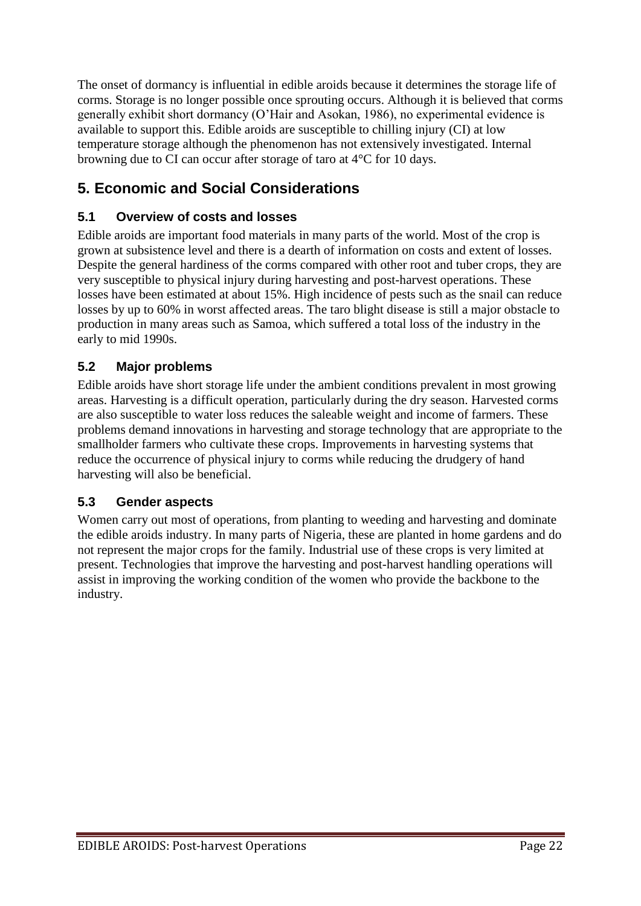The onset of dormancy is influential in edible aroids because it determines the storage life of corms. Storage is no longer possible once sprouting occurs. Although it is believed that corms generally exhibit short dormancy (O'Hair and Asokan, 1986), no experimental evidence is available to support this. Edible aroids are susceptible to chilling injury (CI) at low temperature storage although the phenomenon has not extensively investigated. Internal browning due to CI can occur after storage of taro at 4°C for 10 days.

# 5. Economic and Social Considerations

## 5.1 Overview of costs and losses

Edible aroids are important food materials in many parts of the world. Most of the crop is grown at subsistence level and there is a dearth of information on costs and extent of losses. Despite the general hardiness of the corms compared with other root and tuber crops, they are very susceptible to physical injury during harvesting and post-harvest operations. These losses have been estimated at about 15%. High incidence of pests such as the snail can reduce losses by up to 60% in worst affected areas. The taro blight disease is still a major obstacle to production in many areas such as Samoa, which suffered a total loss of the industry in the early to mid 1990s.

## 5.2 Major problems

Edible aroids have short storage life under the ambient conditions prevalent in most growing areas. Harvesting is a difficult operation, particularly during the dry season. Harvested corms are also susceptible to water loss reduces the saleable weight and income of farmers. These problems demand innovations in harvesting and storage technology that are appropriate to the smallholder farmers who cultivate these crops. Improvements in harvesting systems that reduce the occurrence of physical injury to corms while reducing the drudgery of hand harvesting will also be beneficial.

## 5.3 Gender aspects

Women carry out most of operations, from planting to weeding and harvesting and dominate the edible aroids industry. In many parts of Nigeria, these are planted in home gardens and do not represent the major crops for the family. Industrial use of these crops is very limited at present. Technologies that improve the harvesting and post-harvest handling operations will assist in improving the working condition of the women who provide the backbone to the industry.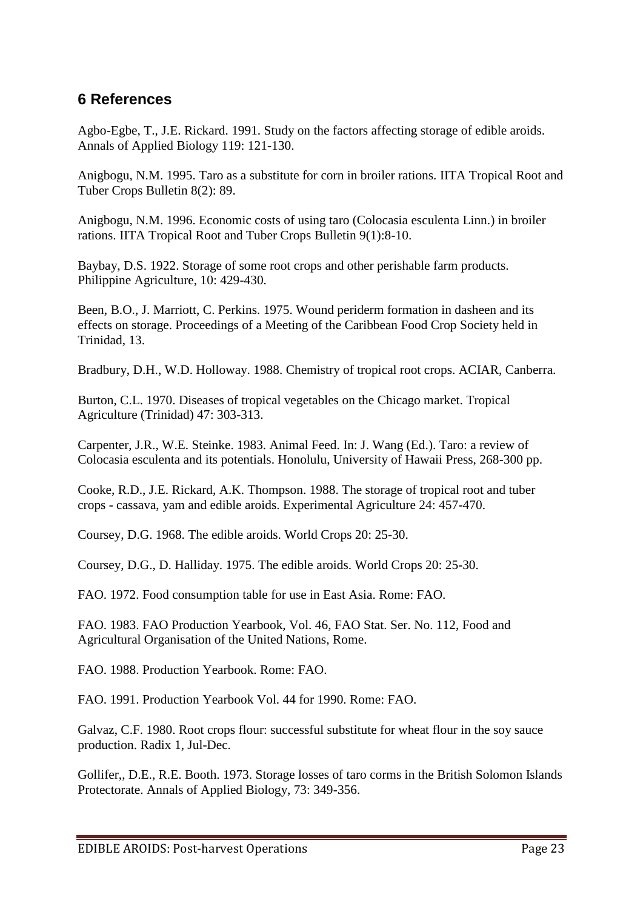## 6 References

Agbo-Egbe, T., J.E. Rickard. 1991. Study on the factors affecting storage of edible aroids. Annals of Applied Biology 119: 121-130.

Anigbogu, N.M. 1995. Taro as a substitute for corn in broiler rations. IITA Tropical Root and Tuber Crops Bulletin 8(2): 89.

Anigbogu, N.M. 1996. Economic costs of using taro (Colocasia esculenta Linn.) in broiler rations. IITA Tropical Root and Tuber Crops Bulletin 9(1):8-10.

Baybay, D.S. 1922. Storage of some root crops and other perishable farm products. Philippine Agriculture, 10: 429-430.

Been, B.O., J. Marriott, C. Perkins. 1975. Wound periderm formation in dasheen and its effects on storage. Proceedings of a Meeting of the Caribbean Food Crop Society held in Trinidad, 13.

Bradbury, D.H., W.D. Holloway. 1988. Chemistry of tropical root crops. ACIAR, Canberra.

Burton, C.L. 1970. Diseases of tropical vegetables on the Chicago market. Tropical Agriculture (Trinidad) 47: 303-313.

Carpenter, J.R., W.E. Steinke. 1983. Animal Feed. In: J. Wang (Ed.). Taro: a review of Colocasia esculenta and its potentials. Honolulu, University of Hawaii Press, 268-300 pp.

Cooke, R.D., J.E. Rickard, A.K. Thompson. 1988. The storage of tropical root and tuber crops - cassava, yam and edible aroids. Experimental Agriculture 24: 457-470.

Coursey, D.G. 1968. The edible aroids. World Crops 20: 25-30.

Coursey, D.G., D. Halliday. 1975. The edible aroids. World Crops 20: 25-30.

FAO. 1972. Food consumption table for use in East Asia. Rome: FAO.

FAO. 1983. FAO Production Yearbook, Vol. 46, FAO Stat. Ser. No. 112, Food and Agricultural Organisation of the United Nations, Rome.

FAO. 1988. Production Yearbook. Rome: FAO.

FAO. 1991. Production Yearbook Vol. 44 for 1990. Rome: FAO.

Galvaz, C.F. 1980. Root crops flour: successful substitute for wheat flour in the soy sauce production. Radix 1, Jul-Dec.

Gollifer,, D.E., R.E. Booth. 1973. Storage losses of taro corms in the British Solomon Islands Protectorate. Annals of Applied Biology, 73: 349-356.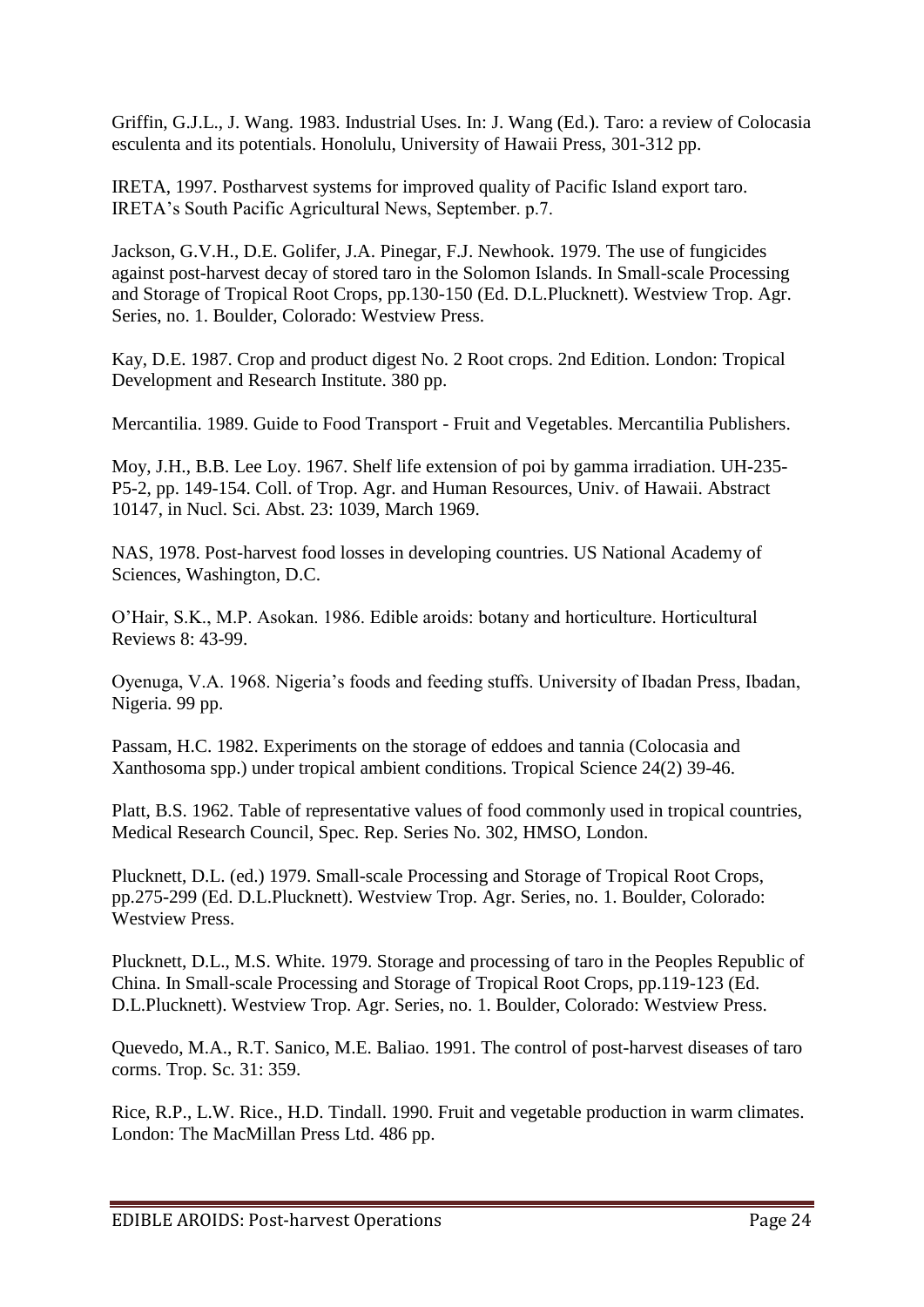Griffin, G.J.L., J. Wang. 1983. Industrial Uses. In: J. Wang (Ed.). Taro: a review of Colocasia esculenta and its potentials. Honolulu, University of Hawaii Press, 301-312 pp.

IRETA, 1997. Postharvest systems for improved quality of Pacific Island export taro. IRETA's South Pacific Agricultural News, September. p.7.

Jackson, G.V.H., D.E. Golifer, J.A. Pinegar, F.J. Newhook. 1979. The use of fungicides against post-harvest decay of stored taro in the Solomon Islands. In Small-scale Processing and Storage of Tropical Root Crops, pp.130-150 (Ed. D.L.Plucknett). Westview Trop. Agr. Series, no. 1. Boulder, Colorado: Westview Press.

Kay, D.E. 1987. Crop and product digest No. 2 Root crops. 2nd Edition. London: Tropical Development and Research Institute. 380 pp.

Mercantilia. 1989. Guide to Food Transport - Fruit and Vegetables. Mercantilia Publishers.

Moy, J.H., B.B. Lee Loy. 1967. Shelf life extension of poi by gamma irradiation. UH-235-P5-2, pp. 149-154. Coll. of Trop. Agr. and Human Resources, Univ. of Hawaii. Abstract 10147, in Nucl. Sci. Abst. 23: 1039, March 1969.

NAS, 1978. Post-harvest food losses in developing countries. US National Academy of Sciences, Washington, D.C.

O'Hair, S.K., M.P. Asokan. 1986. Edible aroids: botany and horticulture. Horticultural Reviews 8: 43-99.

Oyenuga, V.A. 1968. Nigeria's foods and feeding stuffs. University of Ibadan Press, Ibadan, Nigeria. 99 pp.

Passam, H.C. 1982. Experiments on the storage of eddoes and tannia (Colocasia and Xanthosoma spp.) under tropical ambient conditions. Tropical Science 24(2) 39-46.

Platt, B.S. 1962. Table of representative values of food commonly used in tropical countries, Medical Research Council, Spec. Rep. Series No. 302, HMSO, London.

Plucknett, D.L. (ed.) 1979. Small-scale Processing and Storage of Tropical Root Crops, pp.275-299 (Ed. D.L.Plucknett). Westview Trop. Agr. Series, no. 1. Boulder, Colorado: Westview Press.

Plucknett, D.L., M.S. White. 1979. Storage and processing of taro in the Peoples Republic of China. In Small-scale Processing and Storage of Tropical Root Crops, pp.119-123 (Ed. D.L.Plucknett). Westview Trop. Agr. Series, no. 1. Boulder, Colorado: Westview Press.

Quevedo, M.A., R.T. Sanico, M.E. Baliao. 1991. The control of post-harvest diseases of taro corms. Trop. Sc. 31: 359.

Rice, R.P., L.W. Rice., H.D. Tindall. 1990. Fruit and vegetable production in warm climates. London: The MacMillan Press Ltd. 486 pp.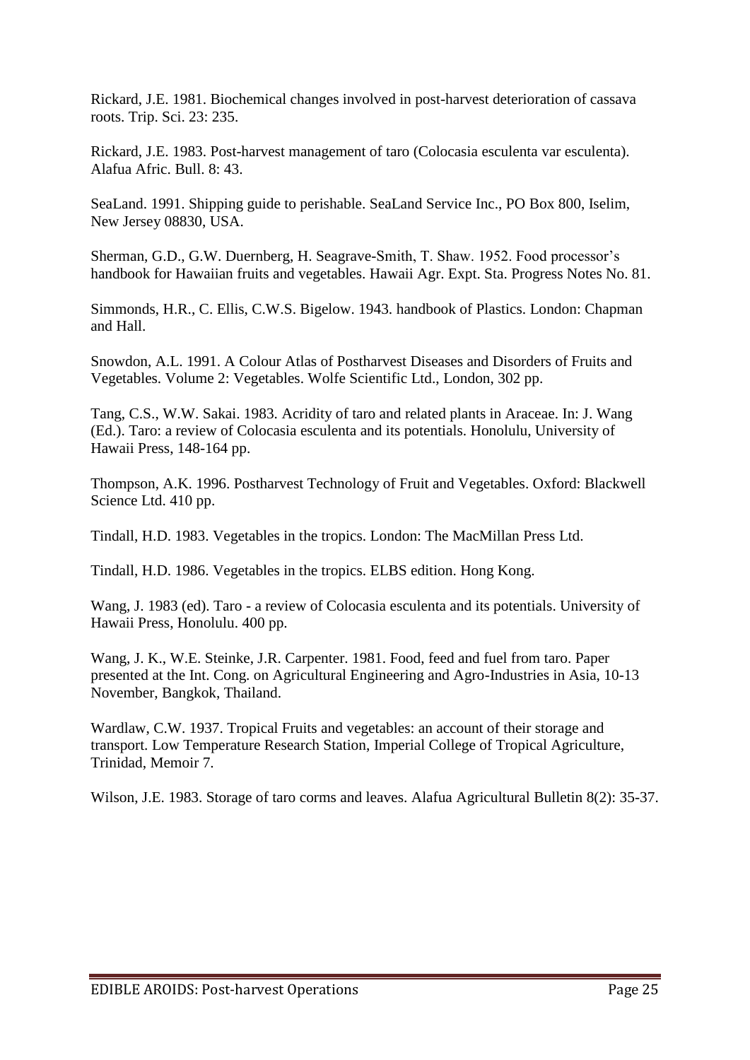Rickard, J.E. 1981. Biochemical changes involved in post-harvest deterioration of cassava roots. Trip. Sci. 23: 235.

Rickard, J.E. 1983. Post-harvest management of taro (Colocasia esculenta var esculenta). Alafua Afric. Bull. 8: 43.

SeaLand. 1991. Shipping guide to perishable. SeaLand Service Inc., PO Box 800, Iselim, New Jersey 08830, USA.

Sherman, G.D., G.W. Duernberg, H. Seagrave-Smith, T. Shaw. 1952. Food processor's handbook for Hawaiian fruits and vegetables. Hawaii Agr. Expt. Sta. Progress Notes No. 81.

Simmonds, H.R., C. Ellis, C.W.S. Bigelow. 1943. handbook of Plastics. London: Chapman and Hall.

Snowdon, A.L. 1991. A Colour Atlas of Postharvest Diseases and Disorders of Fruits and Vegetables. Volume 2: Vegetables. Wolfe Scientific Ltd., London, 302 pp.

Tang, C.S., W.W. Sakai. 1983. Acridity of taro and related plants in Araceae. In: J. Wang (Ed.). Taro: a review of Colocasia esculenta and its potentials. Honolulu, University of Hawaii Press, 148-164 pp.

Thompson, A.K. 1996. Postharvest Technology of Fruit and Vegetables. Oxford: Blackwell Science Ltd. 410 pp.

Tindall, H.D. 1983. Vegetables in the tropics. London: The MacMillan Press Ltd.

Tindall, H.D. 1986. Vegetables in the tropics. ELBS edition. Hong Kong.

Wang, J. 1983 (ed). Taro - a review of Colocasia esculenta and its potentials. University of Hawaii Press, Honolulu. 400 pp.

Wang, J. K., W.E. Steinke, J.R. Carpenter. 1981. Food, feed and fuel from taro. Paper presented at the Int. Cong. on Agricultural Engineering and Agro-Industries in Asia, 10-13 November, Bangkok, Thailand.

Wardlaw, C.W. 1937. Tropical Fruits and vegetables: an account of their storage and transport. Low Temperature Research Station, Imperial College of Tropical Agriculture, Trinidad, Memoir 7.

Wilson, J.E. 1983. Storage of taro corms and leaves. Alafua Agricultural Bulletin 8(2): 35-37.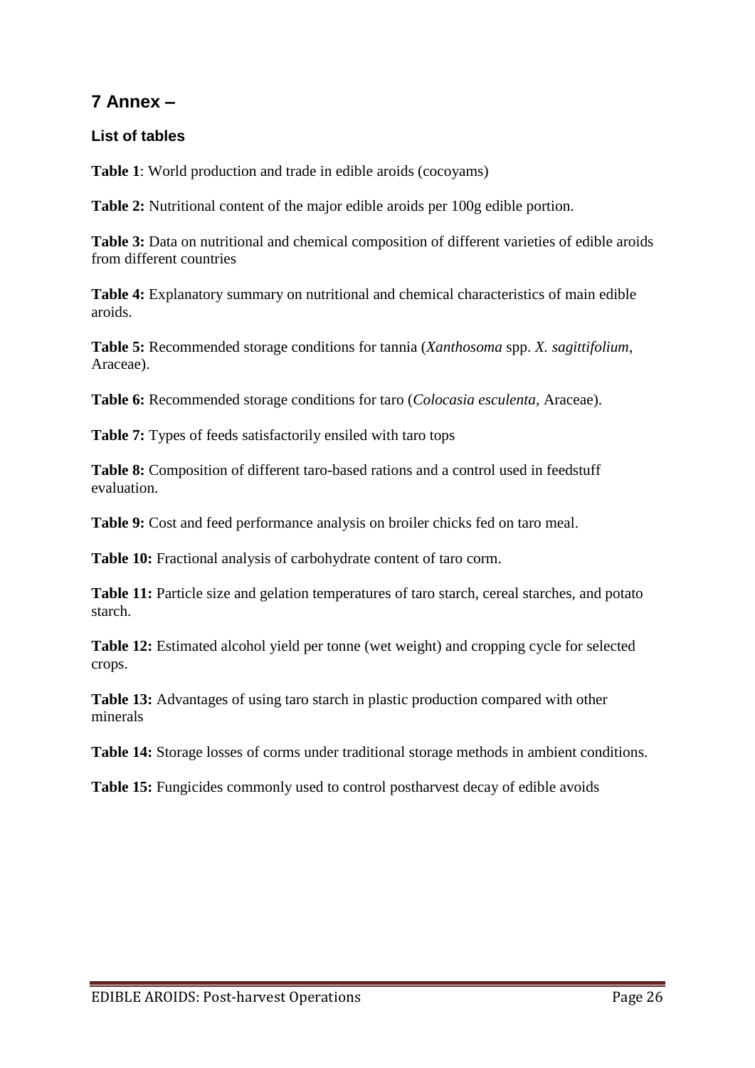## 7 Annex –

### List of tables

**Table 1**: World production and trade in edible aroids (cocoyams)

**Table 2:** Nutritional content of the major edible aroids per 100g edible portion.

**Table 3:** Data on nutritional and chemical composition of different varieties of edible aroids from different countries

**Table 4:** Explanatory summary on nutritional and chemical characteristics of main edible aroids.

**Table 5:** Recommended storage conditions for tannia (*Xanthosoma* spp. *X. sagittifolium*, Araceae).

**Table 6:** Recommended storage conditions for taro (*Colocasia esculenta*, Araceae).

**Table 7:** Types of feeds satisfactorily ensiled with taro tops

**Table 8:** Composition of different taro-based rations and a control used in feedstuff evaluation.

**Table 9:** Cost and feed performance analysis on broiler chicks fed on taro meal.

**Table 10:** Fractional analysis of carbohydrate content of taro corm.

**Table 11:** Particle size and gelation temperatures of taro starch, cereal starches, and potato starch.

**Table 12:** Estimated alcohol yield per tonne (wet weight) and cropping cycle for selected crops.

**Table 13:** Advantages of using taro starch in plastic production compared with other minerals

**Table 14:** Storage losses of corms under traditional storage methods in ambient conditions.

**Table 15:** Fungicides commonly used to control postharvest decay of edible avoids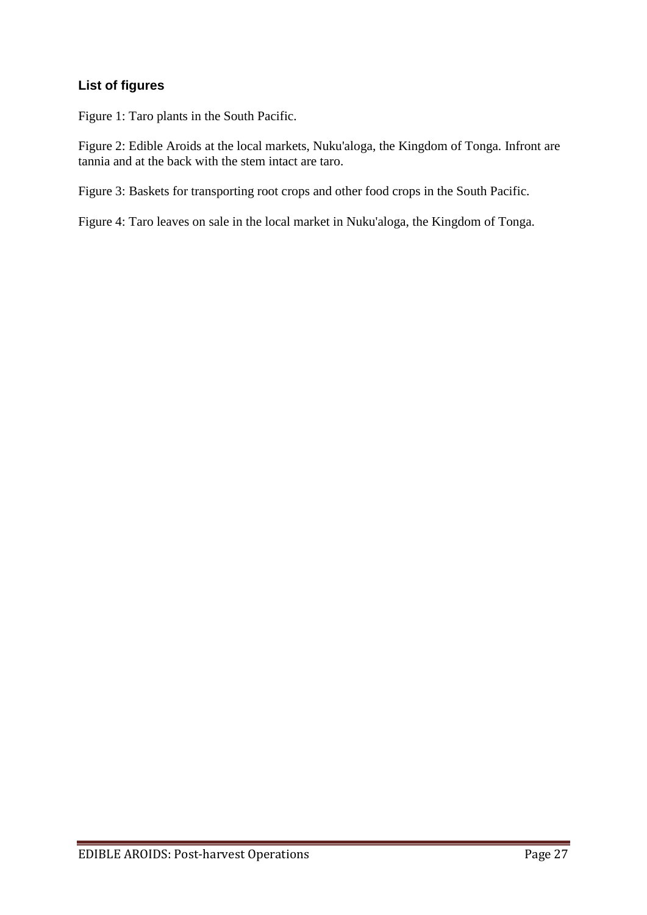### List of figures

Figure 1: Taro plants in the South Pacific.

Figure 2: Edible Aroids at the local markets, Nuku'aloga, the Kingdom of Tonga. Infront are tannia and at the back with the stem intact are taro.

Figure 3: Baskets for transporting root crops and other food crops in the South Pacific.

Figure 4: Taro leaves on sale in the local market in Nuku'aloga, the Kingdom of Tonga.